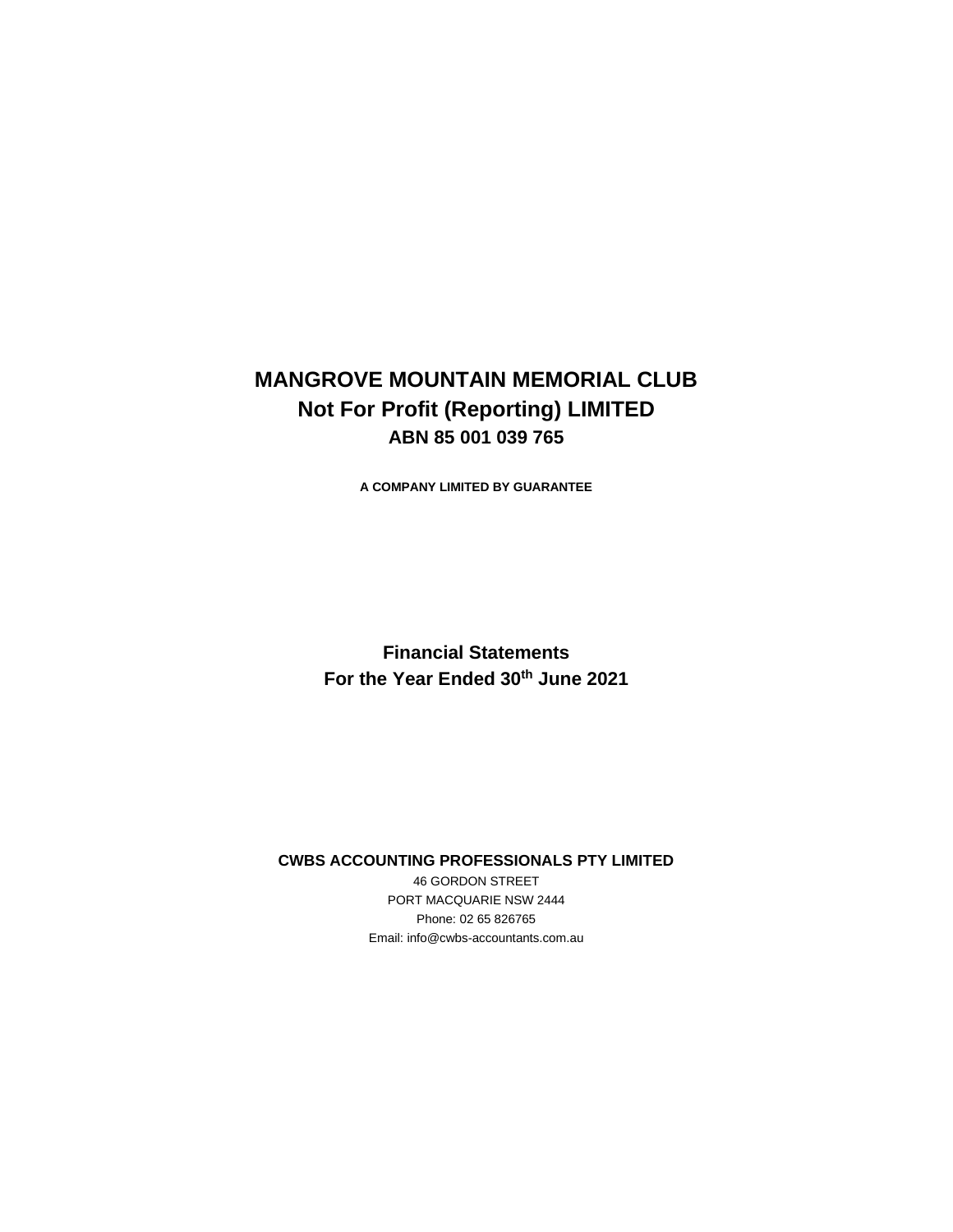# MANGROVE MOUNTAIN MEMORIAL CLUB
## Not For Profit (Reporting) LIMITED
### ABN 85 001 039 765

**A COMPANY LIMITED BY GUARANTEE**

**Financial Statements**
**For the Year Ended 30th June 2021**

**CWBS ACCOUNTING PROFESSIONALS PTY LIMITED**

46 GORDON STREET
PORT MACQUARIE NSW 2444
Phone: 02 65 826765
Email: info@cwbs-accountants.com.au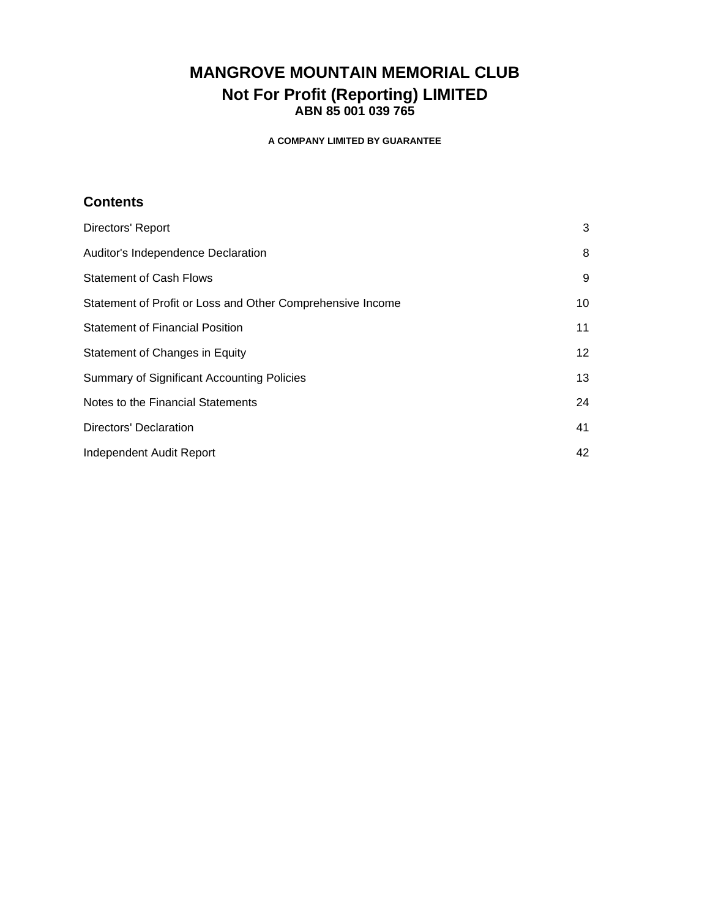# MANGROVE MOUNTAIN MEMORIAL CLUB
## Not For Profit (Reporting) LIMITED
### ABN 85 001 039 765

**A COMPANY LIMITED BY GUARANTEE**

## Contents

| | |
|---|---|
| Directors' Report | 3 |
| Auditor's Independence Declaration | 8 |
| Statement of Cash Flows | 9 |
| Statement of Profit or Loss and Other Comprehensive Income | 10 |
| Statement of Financial Position | 11 |
| Statement of Changes in Equity | 12 |
| Summary of Significant Accounting Policies | 13 |
| Notes to the Financial Statements | 24 |
| Directors' Declaration | 41 |
| Independent Audit Report | 42 |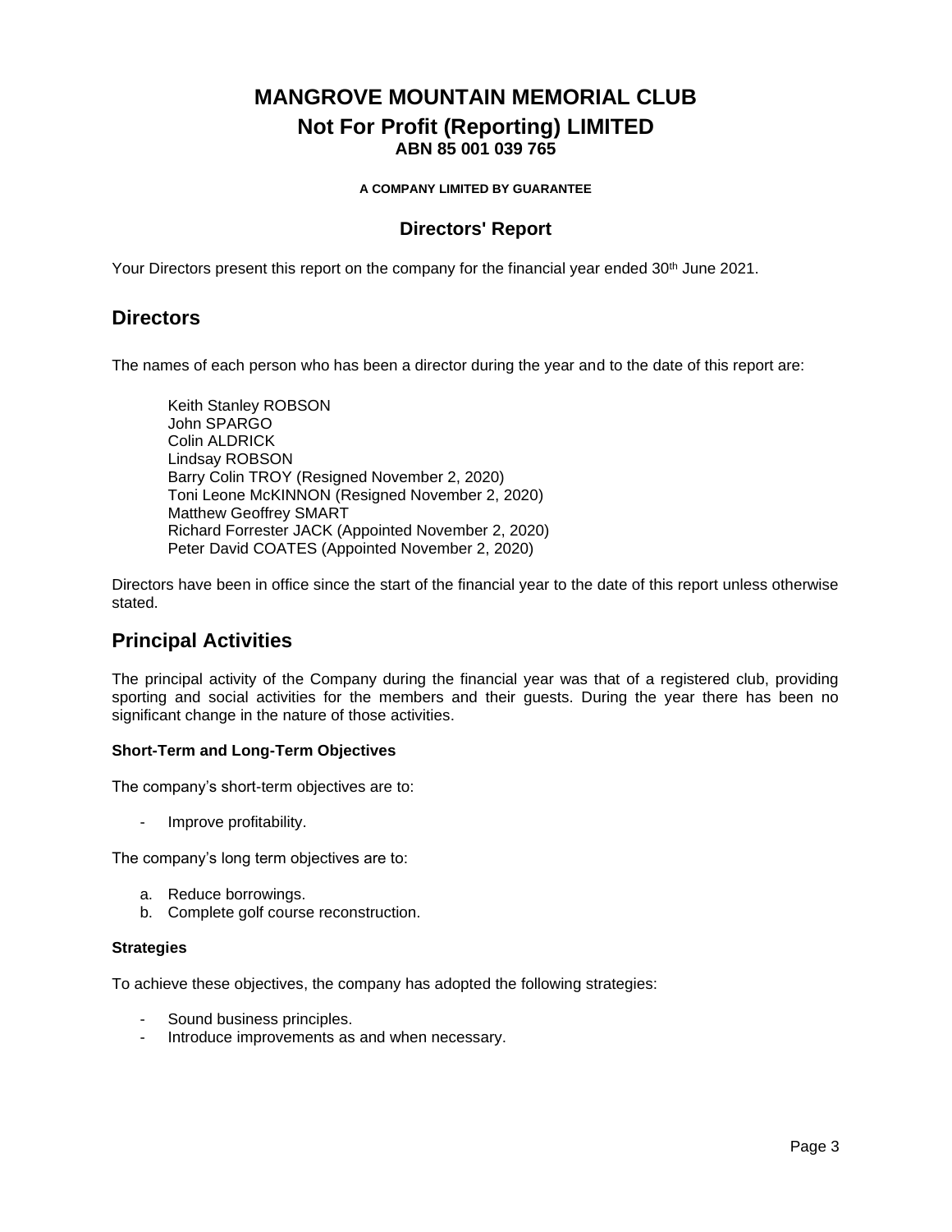# MANGROVE MOUNTAIN MEMORIAL CLUB
## Not For Profit (Reporting) LIMITED
**ABN 85 001 039 765**

**A COMPANY LIMITED BY GUARANTEE**

## Directors' Report

Your Directors present this report on the company for the financial year ended 30th June 2021.

## Directors

The names of each person who has been a director during the year and to the date of this report are:

Keith Stanley ROBSON
John SPARGO
Colin ALDRICK
Lindsay ROBSON
Barry Colin TROY (Resigned November 2, 2020)
Toni Leone McKINNON (Resigned November 2, 2020)
Matthew Geoffrey SMART
Richard Forrester JACK (Appointed November 2, 2020)
Peter David COATES (Appointed November 2, 2020)

Directors have been in office since the start of the financial year to the date of this report unless otherwise stated.

## Principal Activities

The principal activity of the Company during the financial year was that of a registered club, providing sporting and social activities for the members and their guests. During the year there has been no significant change in the nature of those activities.

**Short-Term and Long-Term Objectives**

The company's short-term objectives are to:

- Improve profitability.

The company's long term objectives are to:

a. Reduce borrowings.
b. Complete golf course reconstruction.

**Strategies**

To achieve these objectives, the company has adopted the following strategies:

- Sound business principles.
- Introduce improvements as and when necessary.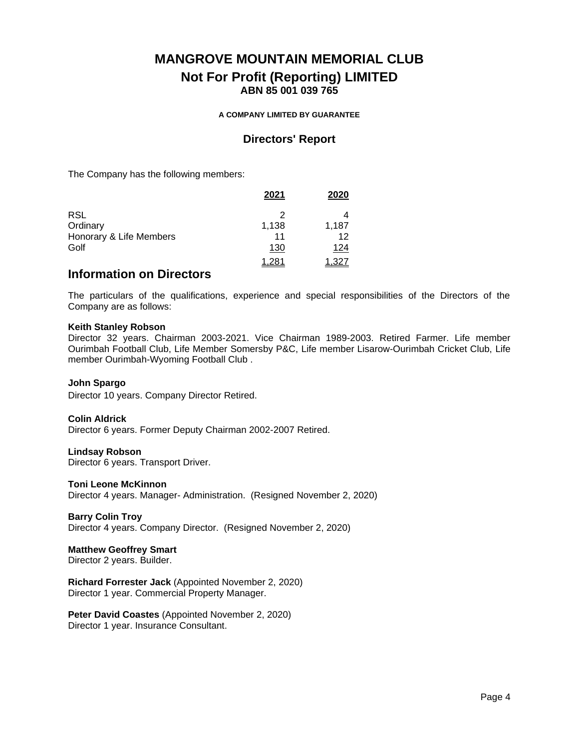# MANGROVE MOUNTAIN MEMORIAL CLUB

## Not For Profit (Reporting) LIMITED

**ABN 85 001 039 765**

**A COMPANY LIMITED BY GUARANTEE**

### Directors' Report

The Company has the following members:

| | 2021 | 2020 |
|---|---|---|
| RSL | 2 | 4 |
| Ordinary | 1,138 | 1,187 |
| Honorary & Life Members | 11 | 12 |
| Golf | 130 | 124 |
| | 1,281 | 1,327 |

## Information on Directors

The particulars of the qualifications, experience and special responsibilities of the Directors of the Company are as follows:

**Keith Stanley Robson**
Director 32 years. Chairman 2003-2021. Vice Chairman 1989-2003. Retired Farmer. Life member Ourimbah Football Club, Life Member Somersby P&C, Life member Lisarow-Ourimbah Cricket Club, Life member Ourimbah-Wyoming Football Club .

**John Spargo**
Director 10 years. Company Director Retired.

**Colin Aldrick**
Director 6 years. Former Deputy Chairman 2002-2007 Retired.

**Lindsay Robson**
Director 6 years. Transport Driver.

**Toni Leone McKinnon**
Director 4 years. Manager- Administration. (Resigned November 2, 2020)

**Barry Colin Troy**
Director 4 years. Company Director. (Resigned November 2, 2020)

**Matthew Geoffrey Smart**
Director 2 years. Builder.

**Richard Forrester Jack** (Appointed November 2, 2020)
Director 1 year. Commercial Property Manager.

**Peter David Coastes** (Appointed November 2, 2020)
Director 1 year. Insurance Consultant.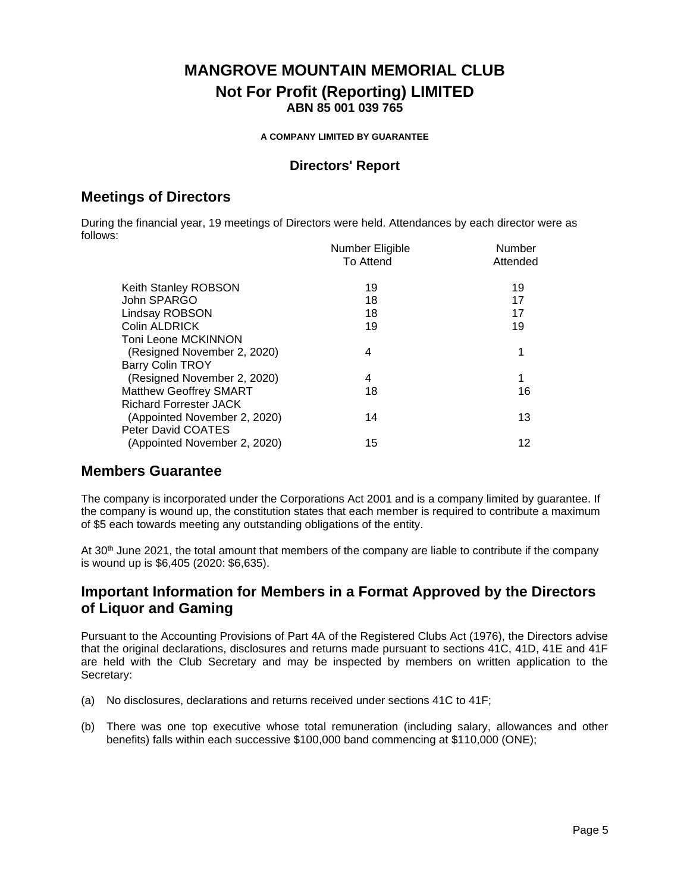# MANGROVE MOUNTAIN MEMORIAL CLUB
## Not For Profit (Reporting) LIMITED
**ABN 85 001 039 765**

**A COMPANY LIMITED BY GUARANTEE**

### Directors' Report

## Meetings of Directors

During the financial year, 19 meetings of Directors were held. Attendances by each director were as follows:

| | Number Eligible To Attend | Number Attended |
|---|---|---|
| Keith Stanley ROBSON | 19 | 19 |
| John SPARGO | 18 | 17 |
| Lindsay ROBSON | 18 | 17 |
| Colin ALDRICK | 19 | 19 |
| Toni Leone MCKINNON (Resigned November 2, 2020) | 4 | 1 |
| Barry Colin TROY (Resigned November 2, 2020) | 4 | 1 |
| Matthew Geoffrey SMART | 18 | 16 |
| Richard Forrester JACK (Appointed November 2, 2020) | 14 | 13 |
| Peter David COATES (Appointed November 2, 2020) | 15 | 12 |

## Members Guarantee

The company is incorporated under the Corporations Act 2001 and is a company limited by guarantee. If the company is wound up, the constitution states that each member is required to contribute a maximum of $5 each towards meeting any outstanding obligations of the entity.

At 30th June 2021, the total amount that members of the company are liable to contribute if the company is wound up is $6,405 (2020: $6,635).

## Important Information for Members in a Format Approved by the Directors of Liquor and Gaming

Pursuant to the Accounting Provisions of Part 4A of the Registered Clubs Act (1976), the Directors advise that the original declarations, disclosures and returns made pursuant to sections 41C, 41D, 41E and 41F are held with the Club Secretary and may be inspected by members on written application to the Secretary:

(a) No disclosures, declarations and returns received under sections 41C to 41F;

(b) There was one top executive whose total remuneration (including salary, allowances and other benefits) falls within each successive $100,000 band commencing at $110,000 (ONE);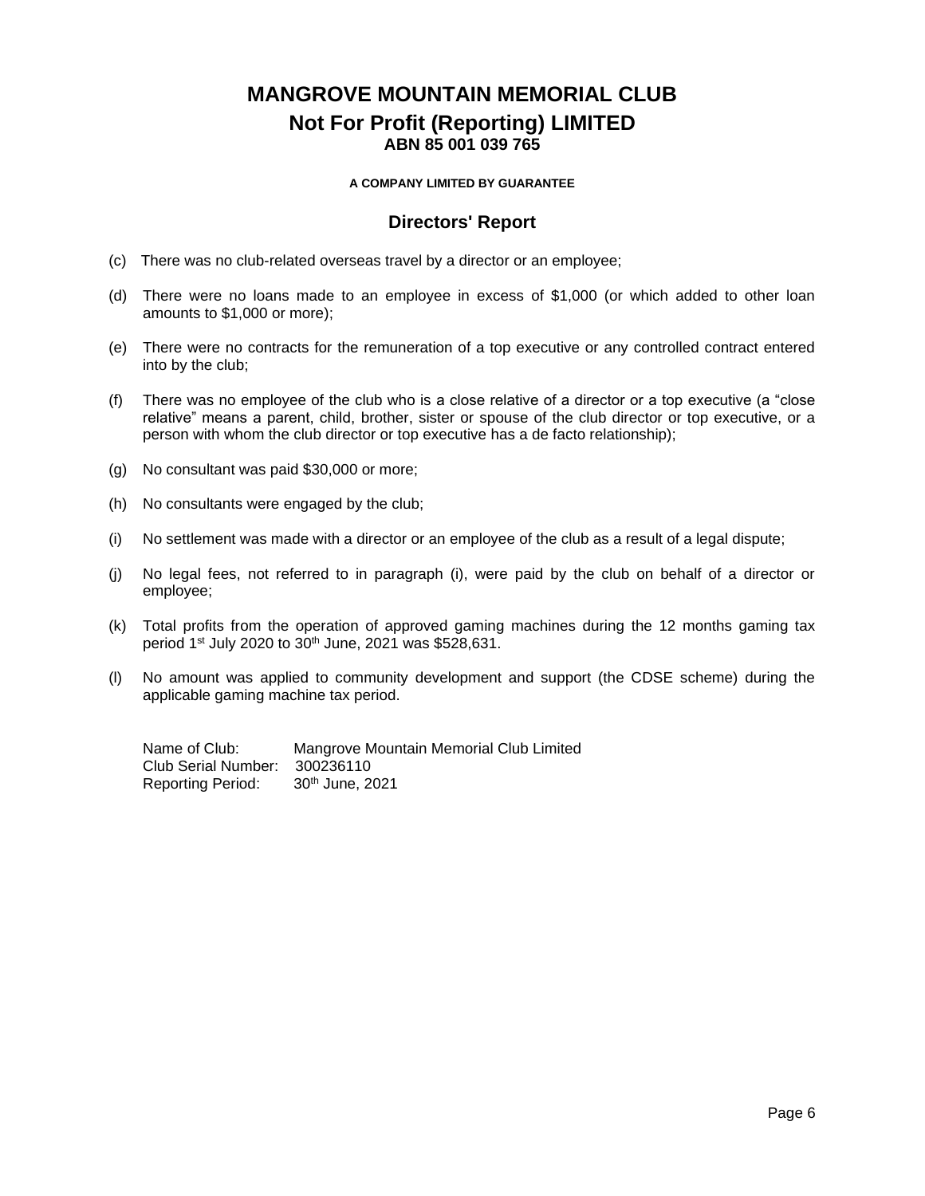# MANGROVE MOUNTAIN MEMORIAL CLUB

## Not For Profit (Reporting) LIMITED

**ABN 85 001 039 765**

**A COMPANY LIMITED BY GUARANTEE**

### Directors' Report

(c) There was no club-related overseas travel by a director or an employee;

(d) There were no loans made to an employee in excess of $1,000 (or which added to other loan amounts to $1,000 or more);

(e) There were no contracts for the remuneration of a top executive or any controlled contract entered into by the club;

(f) There was no employee of the club who is a close relative of a director or a top executive (a "close relative" means a parent, child, brother, sister or spouse of the club director or top executive, or a person with whom the club director or top executive has a de facto relationship);

(g) No consultant was paid $30,000 or more;

(h) No consultants were engaged by the club;

(i) No settlement was made with a director or an employee of the club as a result of a legal dispute;

(j) No legal fees, not referred to in paragraph (i), were paid by the club on behalf of a director or employee;

(k) Total profits from the operation of approved gaming machines during the 12 months gaming tax period 1st July 2020 to 30th June, 2021 was $528,631.

(l) No amount was applied to community development and support (the CDSE scheme) during the applicable gaming machine tax period.

Name of Club: Mangrove Mountain Memorial Club Limited
Club Serial Number: 300236110
Reporting Period: 30th June, 2021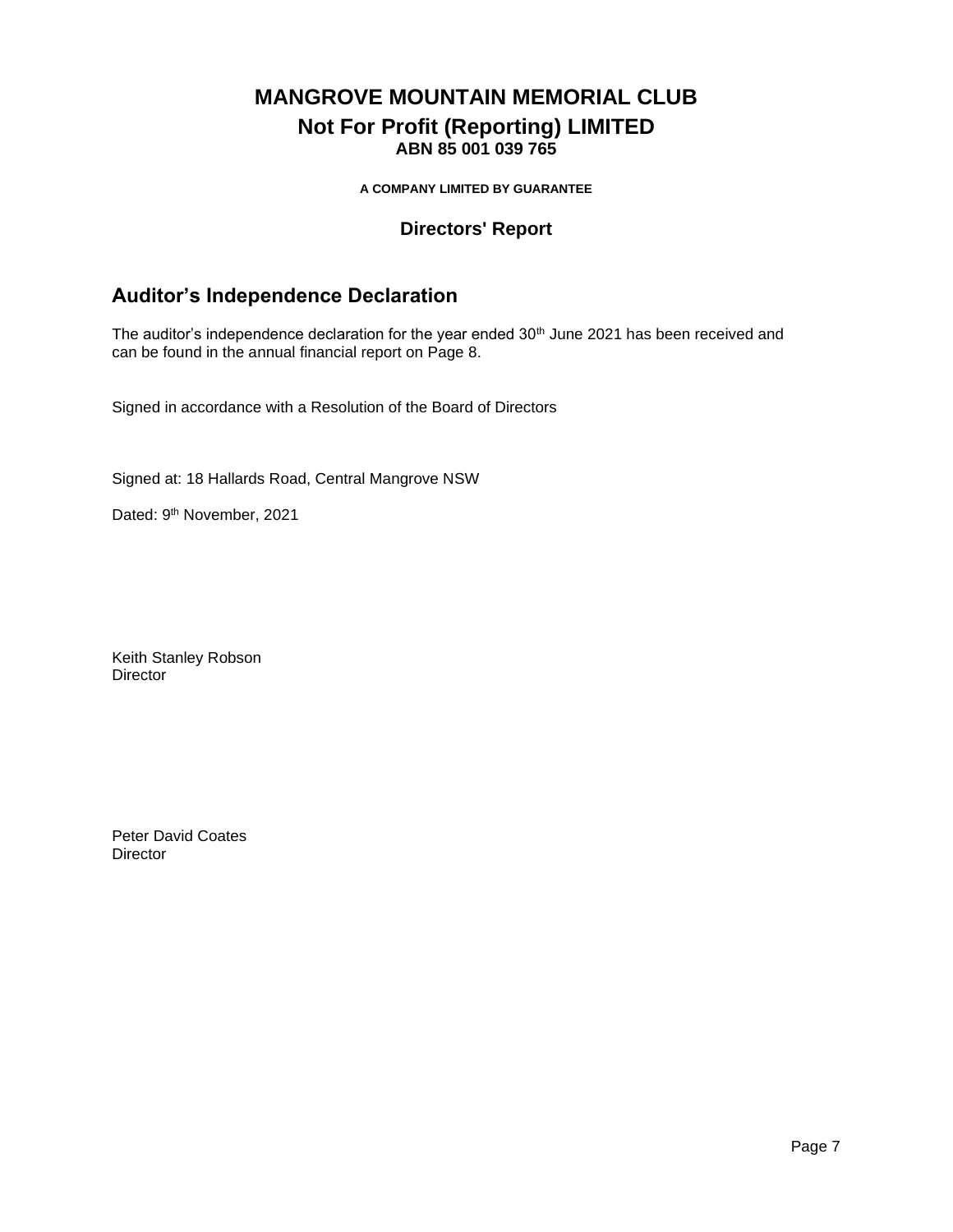# MANGROVE MOUNTAIN MEMORIAL CLUB

## Not For Profit (Reporting) LIMITED

**ABN 85 001 039 765**

**A COMPANY LIMITED BY GUARANTEE**

### Directors' Report

## Auditor's Independence Declaration

The auditor's independence declaration for the year ended 30th June 2021 has been received and can be found in the annual financial report on Page 8.

Signed in accordance with a Resolution of the Board of Directors

Signed at: 18 Hallards Road, Central Mangrove NSW

Dated: 9th November, 2021

Keith Stanley Robson
Director

Peter David Coates
Director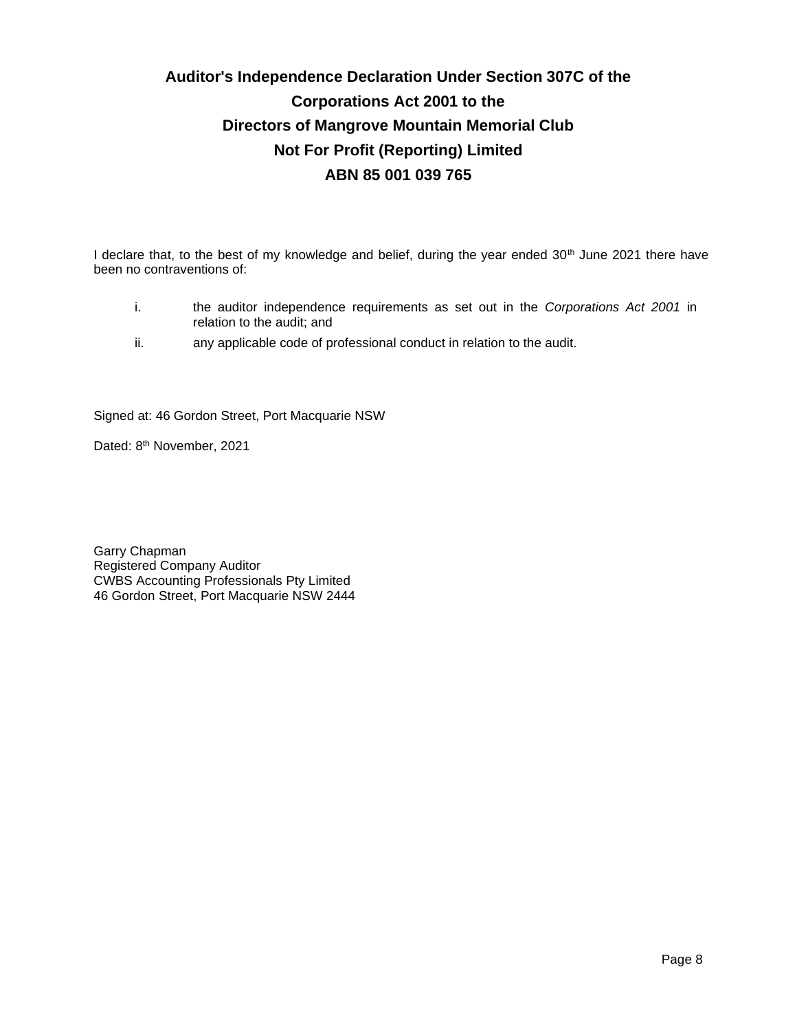# Auditor's Independence Declaration Under Section 307C of the Corporations Act 2001 to the Directors of Mangrove Mountain Memorial Club Not For Profit (Reporting) Limited ABN 85 001 039 765

I declare that, to the best of my knowledge and belief, during the year ended 30th June 2021 there have been no contraventions of:

i. the auditor independence requirements as set out in the *Corporations Act 2001* in relation to the audit; and

ii. any applicable code of professional conduct in relation to the audit.

Signed at: 46 Gordon Street, Port Macquarie NSW

Dated: 8th November, 2021

Garry Chapman
Registered Company Auditor
CWBS Accounting Professionals Pty Limited
46 Gordon Street, Port Macquarie NSW 2444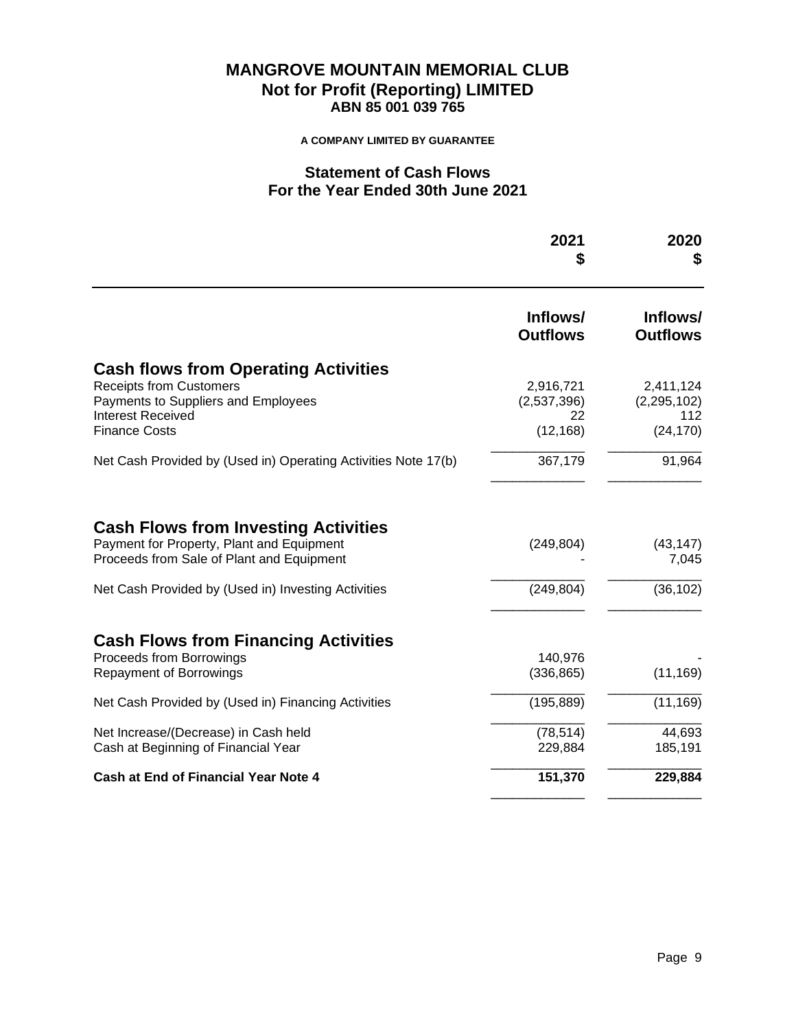# MANGROVE MOUNTAIN MEMORIAL CLUB
## Not for Profit (Reporting) LIMITED
### ABN 85 001 039 765

**A COMPANY LIMITED BY GUARANTEE**

## Statement of Cash Flows
## For the Year Ended 30th June 2021

| | 2021<br>$ | 2020<br>$ |
|---|---|---|
| | **Inflows/ Outflows** | **Inflows/ Outflows** |
| **Cash flows from Operating Activities** | | |
| Receipts from Customers | 2,916,721 | 2,411,124 |
| Payments to Suppliers and Employees | (2,537,396) | (2,295,102) |
| Interest Received | 22 | 112 |
| Finance Costs | (12,168) | (24,170) |
| Net Cash Provided by (Used in) Operating Activities Note 17(b) | 367,179 | 91,964 |
| **Cash Flows from Investing Activities** | | |
| Payment for Property, Plant and Equipment | (249,804) | (43,147) |
| Proceeds from Sale of Plant and Equipment | - | 7,045 |
| Net Cash Provided by (Used in) Investing Activities | (249,804) | (36,102) |
| **Cash Flows from Financing Activities** | | |
| Proceeds from Borrowings | 140,976 | - |
| Repayment of Borrowings | (336,865) | (11,169) |
| Net Cash Provided by (Used in) Financing Activities | (195,889) | (11,169) |
| Net Increase/(Decrease) in Cash held | (78,514) | 44,693 |
| Cash at Beginning of Financial Year | 229,884 | 185,191 |
| **Cash at End of Financial Year Note 4** | **151,370** | **229,884** |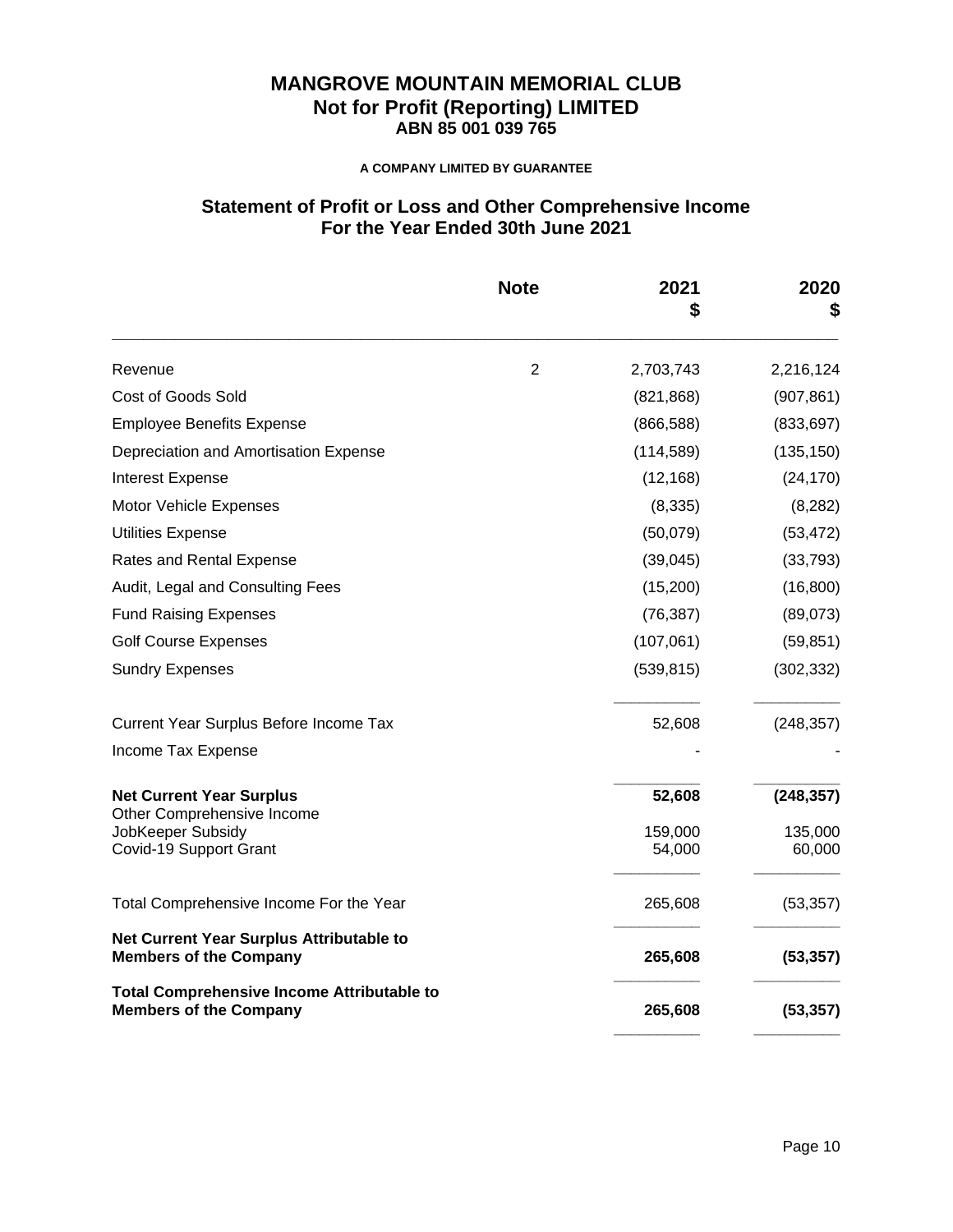# MANGROVE MOUNTAIN MEMORIAL CLUB
## Not for Profit (Reporting) LIMITED
### ABN 85 001 039 765

**A COMPANY LIMITED BY GUARANTEE**

## Statement of Profit or Loss and Other Comprehensive Income
## For the Year Ended 30th June 2021

| | Note | 2021 $ | 2020 $ |
|---|---|---|---|
| Revenue | 2 | 2,703,743 | 2,216,124 |
| Cost of Goods Sold | | (821,868) | (907,861) |
| Employee Benefits Expense | | (866,588) | (833,697) |
| Depreciation and Amortisation Expense | | (114,589) | (135,150) |
| Interest Expense | | (12,168) | (24,170) |
| Motor Vehicle Expenses | | (8,335) | (8,282) |
| Utilities Expense | | (50,079) | (53,472) |
| Rates and Rental Expense | | (39,045) | (33,793) |
| Audit, Legal and Consulting Fees | | (15,200) | (16,800) |
| Fund Raising Expenses | | (76,387) | (89,073) |
| Golf Course Expenses | | (107,061) | (59,851) |
| Sundry Expenses | | (539,815) | (302,332) |
| Current Year Surplus Before Income Tax | | 52,608 | (248,357) |
| Income Tax Expense | | - | - |
| **Net Current Year Surplus** | | **52,608** | **(248,357)** |
| Other Comprehensive Income | | | |
| JobKeeper Subsidy | | 159,000 | 135,000 |
| Covid-19 Support Grant | | 54,000 | 60,000 |
| Total Comprehensive Income For the Year | | 265,608 | (53,357) |
| **Net Current Year Surplus Attributable to Members of the Company** | | **265,608** | **(53,357)** |
| **Total Comprehensive Income Attributable to Members of the Company** | | **265,608** | **(53,357)** |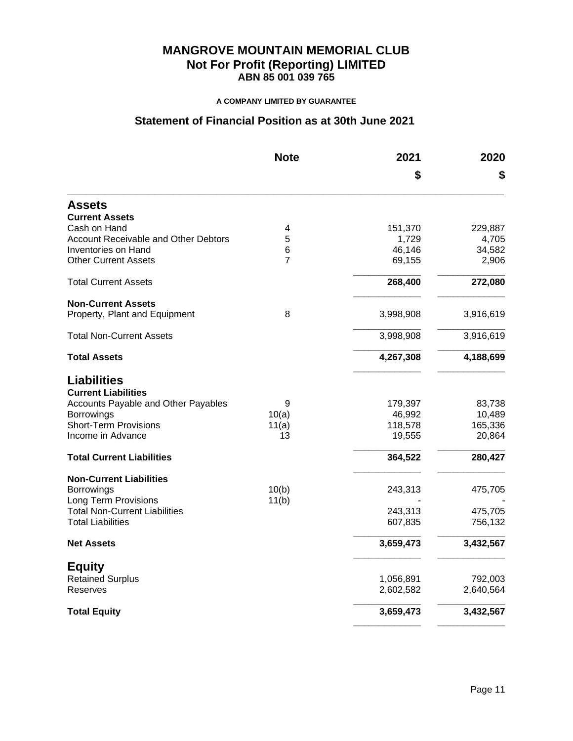# MANGROVE MOUNTAIN MEMORIAL CLUB
## Not For Profit (Reporting) LIMITED
### ABN 85 001 039 765

**A COMPANY LIMITED BY GUARANTEE**

## Statement of Financial Position as at 30th June 2021

| | Note | 2021 | 2020 |
|---|---|---|---|
| | | $ | $ |
| **Assets** | | | |
| **Current Assets** | | | |
| Cash on Hand | 4 | 151,370 | 229,887 |
| Account Receivable and Other Debtors | 5 | 1,729 | 4,705 |
| Inventories on Hand | 6 | 46,146 | 34,582 |
| Other Current Assets | 7 | 69,155 | 2,906 |
| Total Current Assets | | **268,400** | **272,080** |
| **Non-Current Assets** | | | |
| Property, Plant and Equipment | 8 | 3,998,908 | 3,916,619 |
| Total Non-Current Assets | | 3,998,908 | 3,916,619 |
| **Total Assets** | | **4,267,308** | **4,188,699** |
| **Liabilities** | | | |
| **Current Liabilities** | | | |
| Accounts Payable and Other Payables | 9 | 179,397 | 83,738 |
| Borrowings | 10(a) | 46,992 | 10,489 |
| Short-Term Provisions | 11(a) | 118,578 | 165,336 |
| Income in Advance | 13 | 19,555 | 20,864 |
| **Total Current Liabilities** | | **364,522** | **280,427** |
| **Non-Current Liabilities** | | | |
| Borrowings | 10(b) | 243,313 | 475,705 |
| Long Term Provisions | 11(b) | - | - |
| Total Non-Current Liabilities | | 243,313 | 475,705 |
| Total Liabilities | | 607,835 | 756,132 |
| **Net Assets** | | **3,659,473** | **3,432,567** |
| **Equity** | | | |
| Retained Surplus | | 1,056,891 | 792,003 |
| Reserves | | 2,602,582 | 2,640,564 |
| **Total Equity** | | **3,659,473** | **3,432,567** |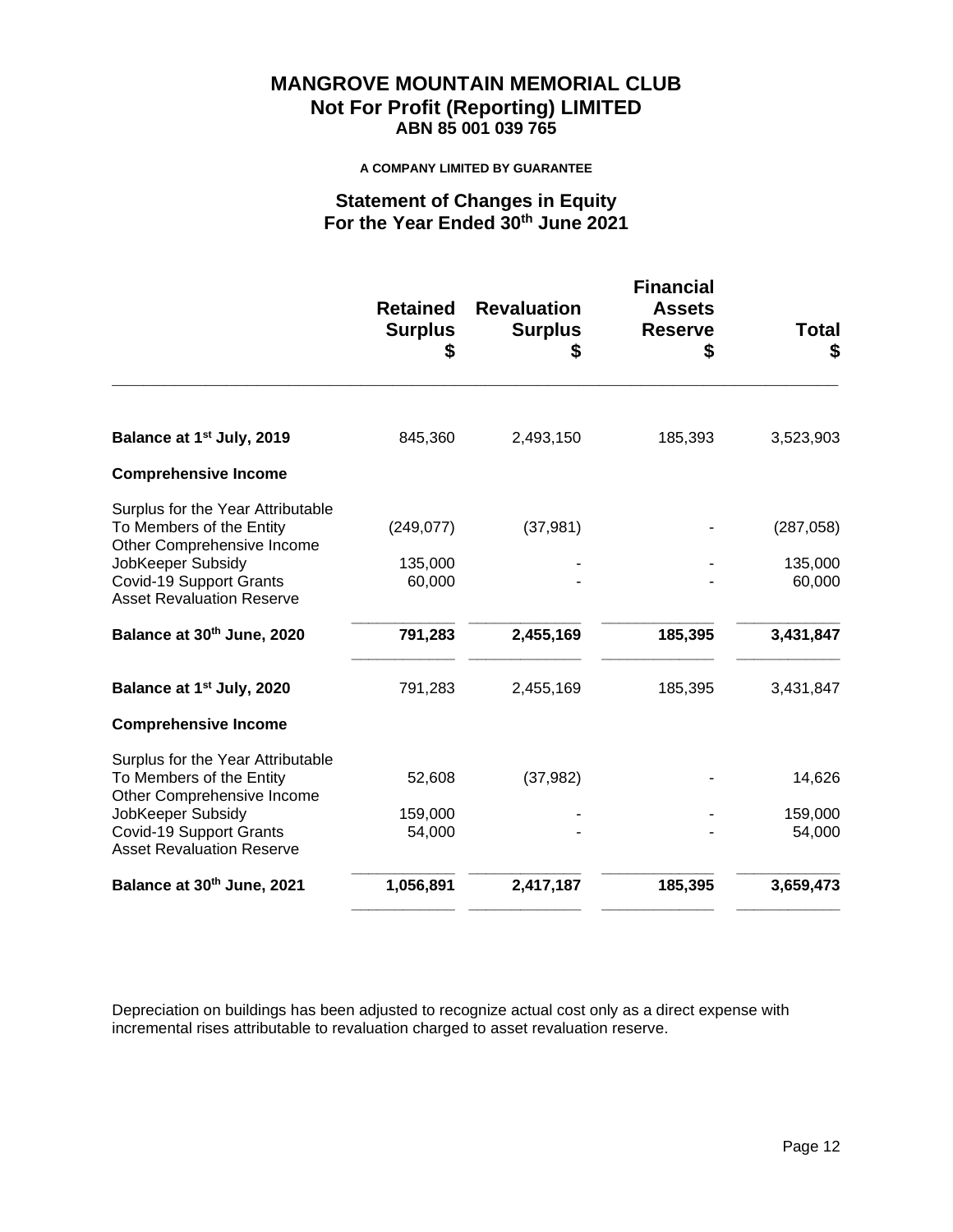# MANGROVE MOUNTAIN MEMORIAL CLUB
## Not For Profit (Reporting) LIMITED
### ABN 85 001 039 765

**A COMPANY LIMITED BY GUARANTEE**

## Statement of Changes in Equity
## For the Year Ended 30th June 2021

| | Retained Surplus $ | Revaluation Surplus $ | Financial Assets Reserve $ | Total $ |
|---|---|---|---|---|
| **Balance at 1st July, 2019** | 845,360 | 2,493,150 | 185,393 | 3,523,903 |
| **Comprehensive Income** | | | | |
| Surplus for the Year Attributable To Members of the Entity | (249,077) | (37,981) | - | (287,058) |
| Other Comprehensive Income | | | | |
| JobKeeper Subsidy | 135,000 | - | - | 135,000 |
| Covid-19 Support Grants | 60,000 | - | - | 60,000 |
| Asset Revaluation Reserve | | | | |
| **Balance at 30th June, 2020** | **791,283** | **2,455,169** | **185,395** | **3,431,847** |
| **Balance at 1st July, 2020** | 791,283 | 2,455,169 | 185,395 | 3,431,847 |
| **Comprehensive Income** | | | | |
| Surplus for the Year Attributable To Members of the Entity | 52,608 | (37,982) | - | 14,626 |
| Other Comprehensive Income | | | | |
| JobKeeper Subsidy | 159,000 | - | - | 159,000 |
| Covid-19 Support Grants | 54,000 | - | - | 54,000 |
| Asset Revaluation Reserve | | | | |
| **Balance at 30th June, 2021** | **1,056,891** | **2,417,187** | **185,395** | **3,659,473** |

Depreciation on buildings has been adjusted to recognize actual cost only as a direct expense with incremental rises attributable to revaluation charged to asset revaluation reserve.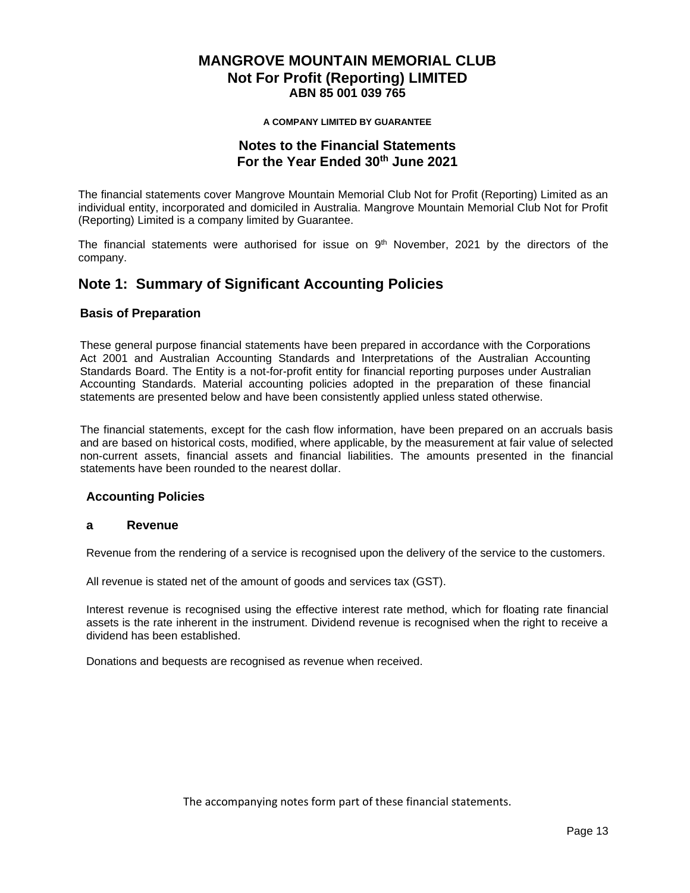# MANGROVE MOUNTAIN MEMORIAL CLUB
## Not For Profit (Reporting) LIMITED
### ABN 85 001 039 765

**A COMPANY LIMITED BY GUARANTEE**

## Notes to the Financial Statements
## For the Year Ended 30th June 2021

The financial statements cover Mangrove Mountain Memorial Club Not for Profit (Reporting) Limited as an individual entity, incorporated and domiciled in Australia. Mangrove Mountain Memorial Club Not for Profit (Reporting) Limited is a company limited by Guarantee.

The financial statements were authorised for issue on 9th November, 2021 by the directors of the company.

## Note 1: Summary of Significant Accounting Policies

### Basis of Preparation

These general purpose financial statements have been prepared in accordance with the Corporations Act 2001 and Australian Accounting Standards and Interpretations of the Australian Accounting Standards Board. The Entity is a not-for-profit entity for financial reporting purposes under Australian Accounting Standards. Material accounting policies adopted in the preparation of these financial statements are presented below and have been consistently applied unless stated otherwise.

The financial statements, except for the cash flow information, have been prepared on an accruals basis and are based on historical costs, modified, where applicable, by the measurement at fair value of selected non-current assets, financial assets and financial liabilities. The amounts presented in the financial statements have been rounded to the nearest dollar.

### Accounting Policies

#### a Revenue

Revenue from the rendering of a service is recognised upon the delivery of the service to the customers.

All revenue is stated net of the amount of goods and services tax (GST).

Interest revenue is recognised using the effective interest rate method, which for floating rate financial assets is the rate inherent in the instrument. Dividend revenue is recognised when the right to receive a dividend has been established.

Donations and bequests are recognised as revenue when received.

The accompanying notes form part of these financial statements.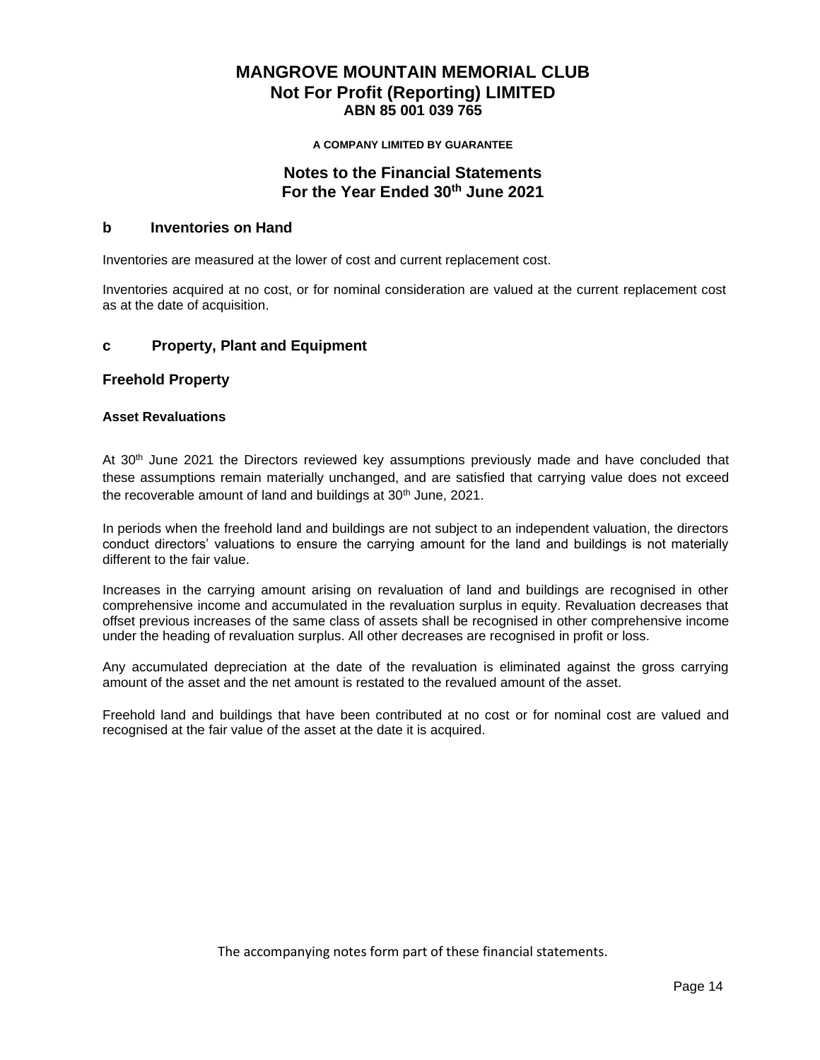# MANGROVE MOUNTAIN MEMORIAL CLUB
## Not For Profit (Reporting) LIMITED
### ABN 85 001 039 765

**A COMPANY LIMITED BY GUARANTEE**

## Notes to the Financial Statements
## For the Year Ended 30th June 2021

### b Inventories on Hand

Inventories are measured at the lower of cost and current replacement cost.

Inventories acquired at no cost, or for nominal consideration are valued at the current replacement cost as at the date of acquisition.

### c Property, Plant and Equipment

### Freehold Property

#### Asset Revaluations

At 30th June 2021 the Directors reviewed key assumptions previously made and have concluded that these assumptions remain materially unchanged, and are satisfied that carrying value does not exceed the recoverable amount of land and buildings at 30th June, 2021.

In periods when the freehold land and buildings are not subject to an independent valuation, the directors conduct directors' valuations to ensure the carrying amount for the land and buildings is not materially different to the fair value.

Increases in the carrying amount arising on revaluation of land and buildings are recognised in other comprehensive income and accumulated in the revaluation surplus in equity. Revaluation decreases that offset previous increases of the same class of assets shall be recognised in other comprehensive income under the heading of revaluation surplus. All other decreases are recognised in profit or loss.

Any accumulated depreciation at the date of the revaluation is eliminated against the gross carrying amount of the asset and the net amount is restated to the revalued amount of the asset.

Freehold land and buildings that have been contributed at no cost or for nominal cost are valued and recognised at the fair value of the asset at the date it is acquired.

The accompanying notes form part of these financial statements.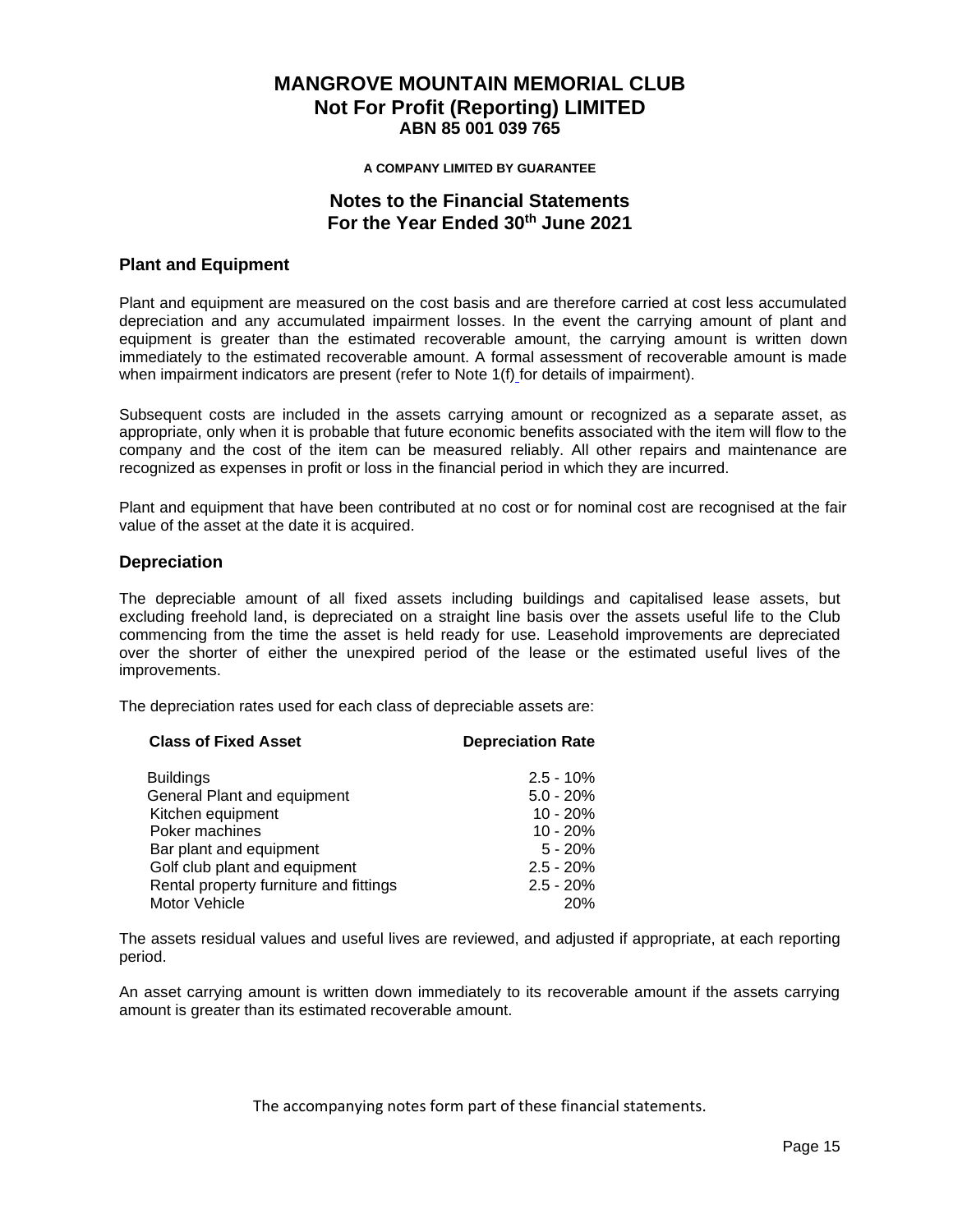# MANGROVE MOUNTAIN MEMORIAL CLUB
## Not For Profit (Reporting) LIMITED
### ABN 85 001 039 765

**A COMPANY LIMITED BY GUARANTEE**

## Notes to the Financial Statements
## For the Year Ended 30th June 2021

### Plant and Equipment

Plant and equipment are measured on the cost basis and are therefore carried at cost less accumulated depreciation and any accumulated impairment losses. In the event the carrying amount of plant and equipment is greater than the estimated recoverable amount, the carrying amount is written down immediately to the estimated recoverable amount. A formal assessment of recoverable amount is made when impairment indicators are present (refer to Note 1(f) for details of impairment).

Subsequent costs are included in the assets carrying amount or recognized as a separate asset, as appropriate, only when it is probable that future economic benefits associated with the item will flow to the company and the cost of the item can be measured reliably. All other repairs and maintenance are recognized as expenses in profit or loss in the financial period in which they are incurred.

Plant and equipment that have been contributed at no cost or for nominal cost are recognised at the fair value of the asset at the date it is acquired.

### Depreciation

The depreciable amount of all fixed assets including buildings and capitalised lease assets, but excluding freehold land, is depreciated on a straight line basis over the assets useful life to the Club commencing from the time the asset is held ready for use. Leasehold improvements are depreciated over the shorter of either the unexpired period of the lease or the estimated useful lives of the improvements.

The depreciation rates used for each class of depreciable assets are:

| Class of Fixed Asset | Depreciation Rate |
|---|---|
| Buildings | 2.5 - 10% |
| General Plant and equipment | 5.0 - 20% |
| Kitchen equipment | 10 - 20% |
| Poker machines | 10 - 20% |
| Bar plant and equipment | 5 - 20% |
| Golf club plant and equipment | 2.5 - 20% |
| Rental property furniture and fittings | 2.5 - 20% |
| Motor Vehicle | 20% |

The assets residual values and useful lives are reviewed, and adjusted if appropriate, at each reporting period.

An asset carrying amount is written down immediately to its recoverable amount if the assets carrying amount is greater than its estimated recoverable amount.

The accompanying notes form part of these financial statements.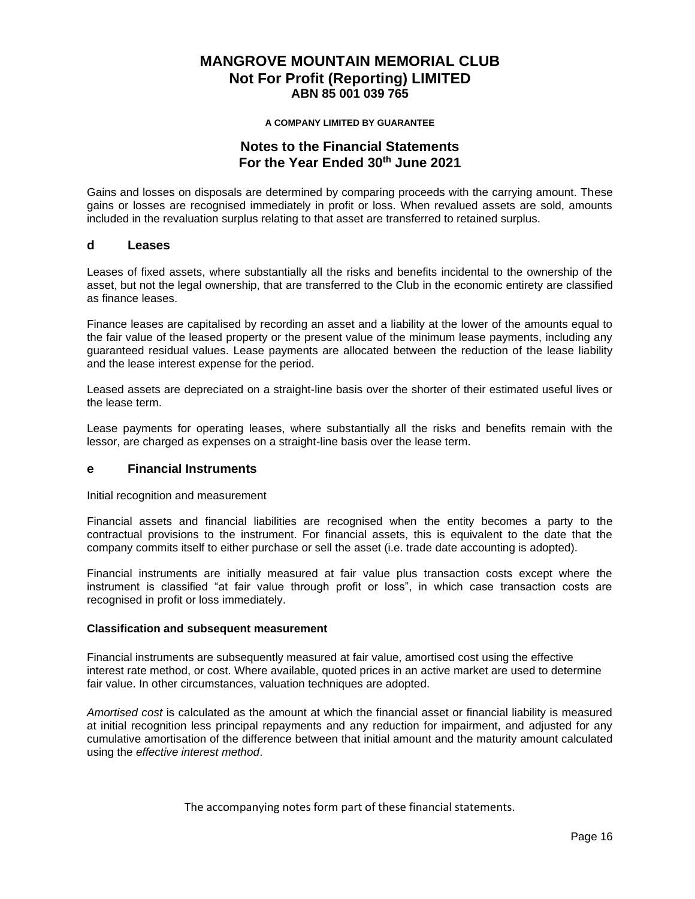Gains and losses on disposals are determined by comparing proceeds with the carrying amount. These gains or losses are recognised immediately in profit or loss. When revalued assets are sold, amounts included in the revaluation surplus relating to that asset are transferred to retained surplus.

## d Leases

Leases of fixed assets, where substantially all the risks and benefits incidental to the ownership of the asset, but not the legal ownership, that are transferred to the Club in the economic entirety are classified as finance leases.

Finance leases are capitalised by recording an asset and a liability at the lower of the amounts equal to the fair value of the leased property or the present value of the minimum lease payments, including any guaranteed residual values. Lease payments are allocated between the reduction of the lease liability and the lease interest expense for the period.

Leased assets are depreciated on a straight-line basis over the shorter of their estimated useful lives or the lease term.

Lease payments for operating leases, where substantially all the risks and benefits remain with the lessor, are charged as expenses on a straight-line basis over the lease term.

## e Financial Instruments

Initial recognition and measurement

Financial assets and financial liabilities are recognised when the entity becomes a party to the contractual provisions to the instrument. For financial assets, this is equivalent to the date that the company commits itself to either purchase or sell the asset (i.e. trade date accounting is adopted).

Financial instruments are initially measured at fair value plus transaction costs except where the instrument is classified "at fair value through profit or loss", in which case transaction costs are recognised in profit or loss immediately.

**Classification and subsequent measurement**

Financial instruments are subsequently measured at fair value, amortised cost using the effective interest rate method, or cost. Where available, quoted prices in an active market are used to determine fair value. In other circumstances, valuation techniques are adopted.

*Amortised cost* is calculated as the amount at which the financial asset or financial liability is measured at initial recognition less principal repayments and any reduction for impairment, and adjusted for any cumulative amortisation of the difference between that initial amount and the maturity amount calculated using the *effective interest method*.

The accompanying notes form part of these financial statements.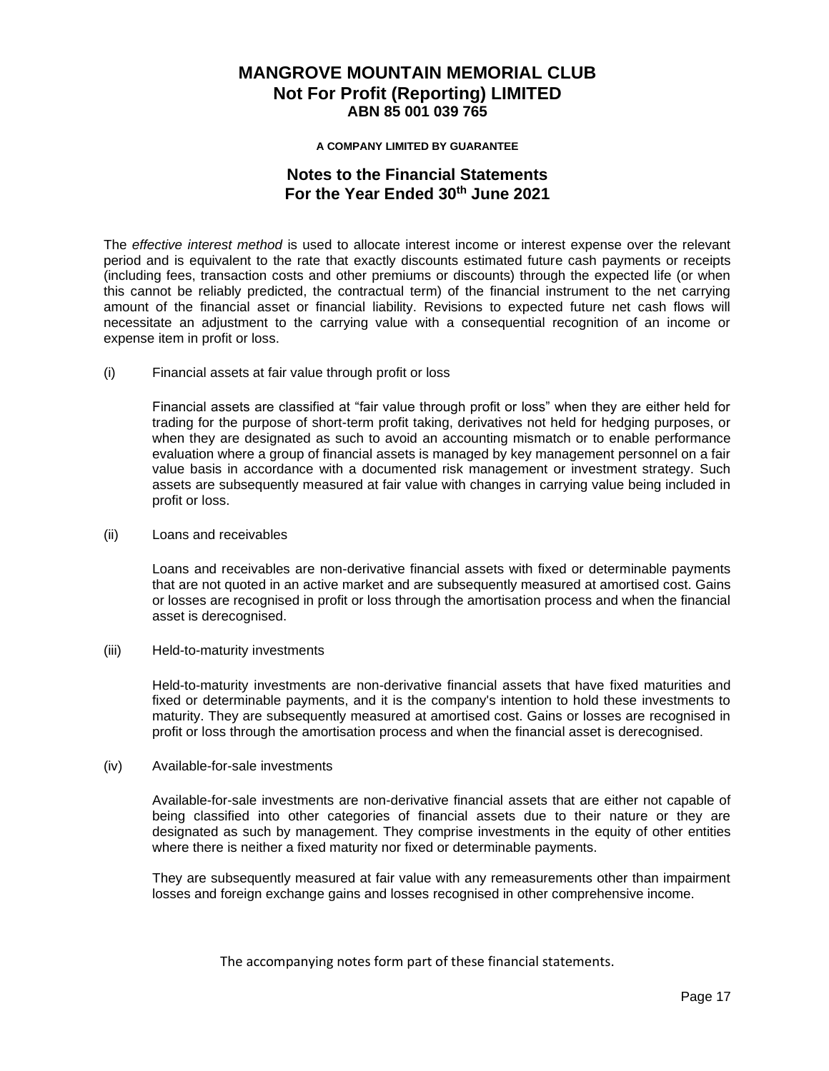The *effective interest method* is used to allocate interest income or interest expense over the relevant period and is equivalent to the rate that exactly discounts estimated future cash payments or receipts (including fees, transaction costs and other premiums or discounts) through the expected life (or when this cannot be reliably predicted, the contractual term) of the financial instrument to the net carrying amount of the financial asset or financial liability. Revisions to expected future net cash flows will necessitate an adjustment to the carrying value with a consequential recognition of an income or expense item in profit or loss.

(i) Financial assets at fair value through profit or loss

Financial assets are classified at “fair value through profit or loss” when they are either held for trading for the purpose of short-term profit taking, derivatives not held for hedging purposes, or when they are designated as such to avoid an accounting mismatch or to enable performance evaluation where a group of financial assets is managed by key management personnel on a fair value basis in accordance with a documented risk management or investment strategy. Such assets are subsequently measured at fair value with changes in carrying value being included in profit or loss.

(ii) Loans and receivables

Loans and receivables are non-derivative financial assets with fixed or determinable payments that are not quoted in an active market and are subsequently measured at amortised cost. Gains or losses are recognised in profit or loss through the amortisation process and when the financial asset is derecognised.

(iii) Held-to-maturity investments

Held-to-maturity investments are non-derivative financial assets that have fixed maturities and fixed or determinable payments, and it is the company's intention to hold these investments to maturity. They are subsequently measured at amortised cost. Gains or losses are recognised in profit or loss through the amortisation process and when the financial asset is derecognised.

(iv) Available-for-sale investments

Available-for-sale investments are non-derivative financial assets that are either not capable of being classified into other categories of financial assets due to their nature or they are designated as such by management. They comprise investments in the equity of other entities where there is neither a fixed maturity nor fixed or determinable payments.

They are subsequently measured at fair value with any remeasurements other than impairment losses and foreign exchange gains and losses recognised in other comprehensive income.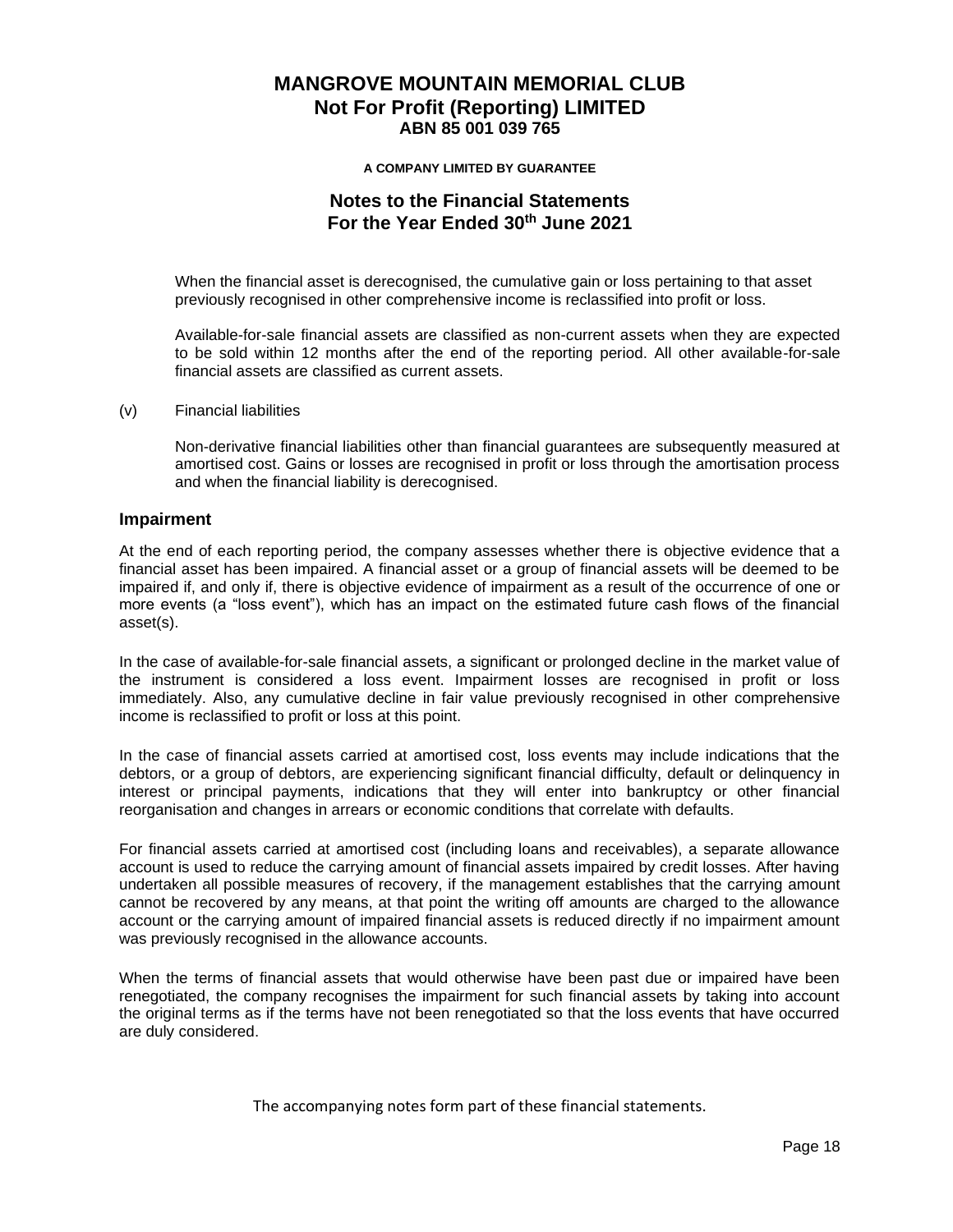When the financial asset is derecognised, the cumulative gain or loss pertaining to that asset previously recognised in other comprehensive income is reclassified into profit or loss.

Available-for-sale financial assets are classified as non-current assets when they are expected to be sold within 12 months after the end of the reporting period. All other available-for-sale financial assets are classified as current assets.

(v) Financial liabilities

Non-derivative financial liabilities other than financial guarantees are subsequently measured at amortised cost. Gains or losses are recognised in profit or loss through the amortisation process and when the financial liability is derecognised.

### Impairment

At the end of each reporting period, the company assesses whether there is objective evidence that a financial asset has been impaired. A financial asset or a group of financial assets will be deemed to be impaired if, and only if, there is objective evidence of impairment as a result of the occurrence of one or more events (a "loss event"), which has an impact on the estimated future cash flows of the financial asset(s).

In the case of available-for-sale financial assets, a significant or prolonged decline in the market value of the instrument is considered a loss event. Impairment losses are recognised in profit or loss immediately. Also, any cumulative decline in fair value previously recognised in other comprehensive income is reclassified to profit or loss at this point.

In the case of financial assets carried at amortised cost, loss events may include indications that the debtors, or a group of debtors, are experiencing significant financial difficulty, default or delinquency in interest or principal payments, indications that they will enter into bankruptcy or other financial reorganisation and changes in arrears or economic conditions that correlate with defaults.

For financial assets carried at amortised cost (including loans and receivables), a separate allowance account is used to reduce the carrying amount of financial assets impaired by credit losses. After having undertaken all possible measures of recovery, if the management establishes that the carrying amount cannot be recovered by any means, at that point the writing off amounts are charged to the allowance account or the carrying amount of impaired financial assets is reduced directly if no impairment amount was previously recognised in the allowance accounts.

When the terms of financial assets that would otherwise have been past due or impaired have been renegotiated, the company recognises the impairment for such financial assets by taking into account the original terms as if the terms have not been renegotiated so that the loss events that have occurred are duly considered.

The accompanying notes form part of these financial statements.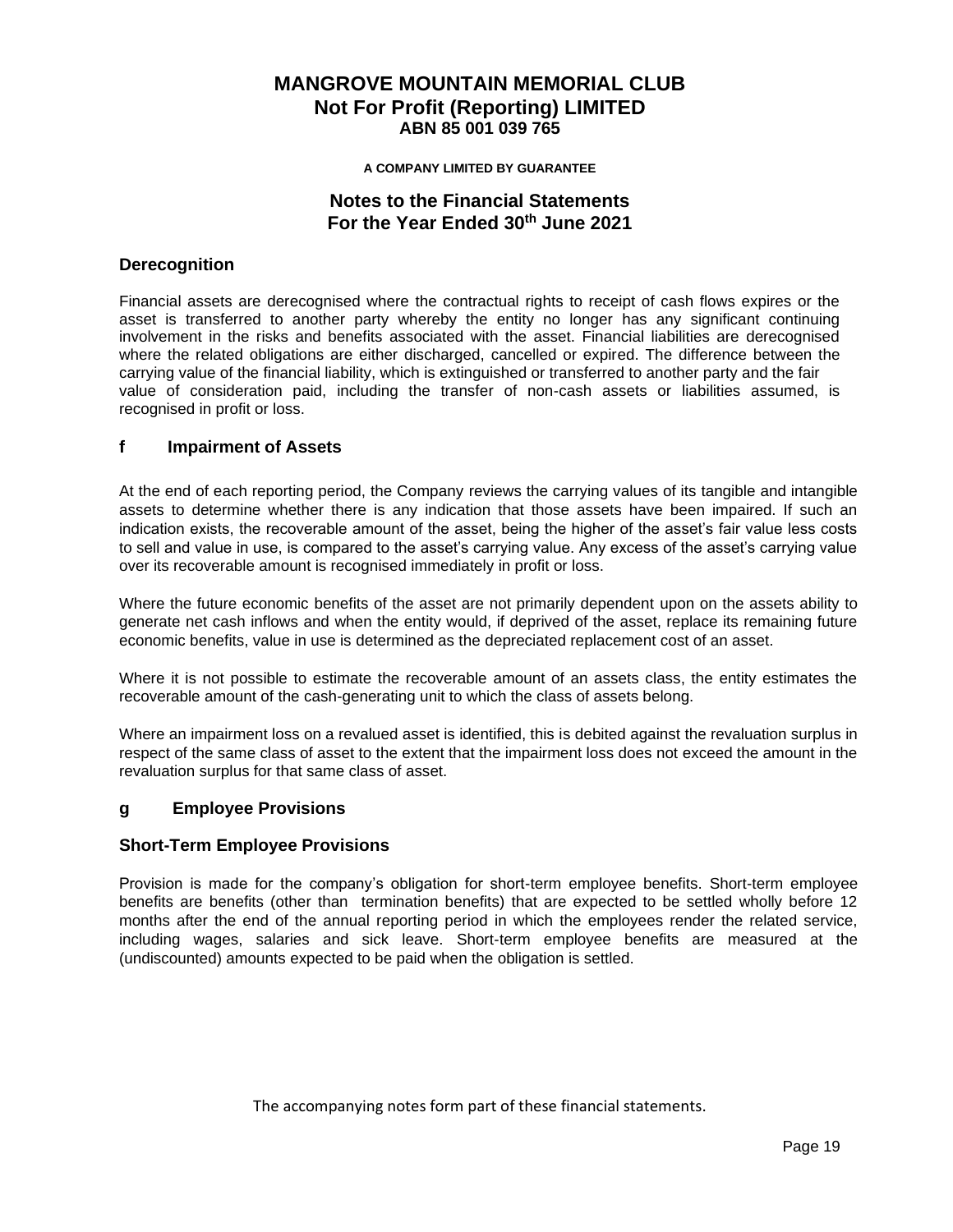## Derecognition

Financial assets are derecognised where the contractual rights to receipt of cash flows expires or the asset is transferred to another party whereby the entity no longer has any significant continuing involvement in the risks and benefits associated with the asset. Financial liabilities are derecognised where the related obligations are either discharged, cancelled or expired. The difference between the carrying value of the financial liability, which is extinguished or transferred to another party and the fair value of consideration paid, including the transfer of non-cash assets or liabilities assumed, is recognised in profit or loss.

## f Impairment of Assets

At the end of each reporting period, the Company reviews the carrying values of its tangible and intangible assets to determine whether there is any indication that those assets have been impaired. If such an indication exists, the recoverable amount of the asset, being the higher of the asset's fair value less costs to sell and value in use, is compared to the asset's carrying value. Any excess of the asset's carrying value over its recoverable amount is recognised immediately in profit or loss.

Where the future economic benefits of the asset are not primarily dependent upon on the assets ability to generate net cash inflows and when the entity would, if deprived of the asset, replace its remaining future economic benefits, value in use is determined as the depreciated replacement cost of an asset.

Where it is not possible to estimate the recoverable amount of an assets class, the entity estimates the recoverable amount of the cash-generating unit to which the class of assets belong.

Where an impairment loss on a revalued asset is identified, this is debited against the revaluation surplus in respect of the same class of asset to the extent that the impairment loss does not exceed the amount in the revaluation surplus for that same class of asset.

## g Employee Provisions

### Short-Term Employee Provisions

Provision is made for the company's obligation for short-term employee benefits. Short-term employee benefits are benefits (other than termination benefits) that are expected to be settled wholly before 12 months after the end of the annual reporting period in which the employees render the related service, including wages, salaries and sick leave. Short-term employee benefits are measured at the (undiscounted) amounts expected to be paid when the obligation is settled.

The accompanying notes form part of these financial statements.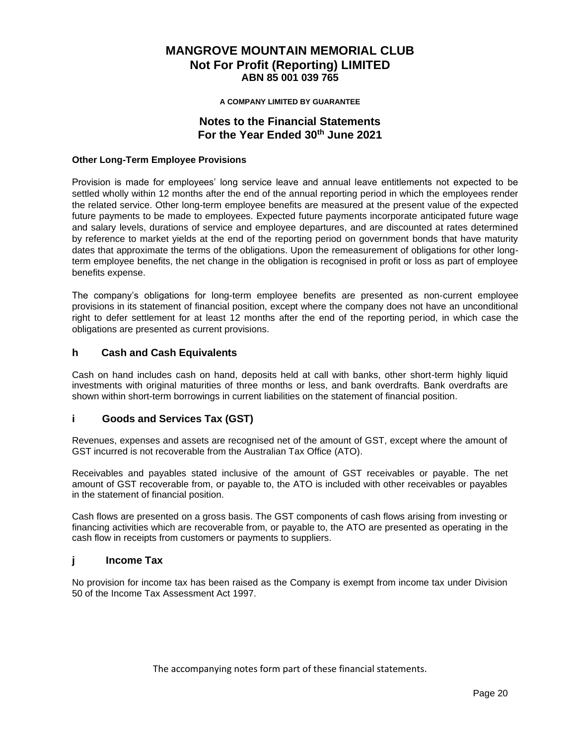# MANGROVE MOUNTAIN MEMORIAL CLUB
## Not For Profit (Reporting) LIMITED
### ABN 85 001 039 765

**A COMPANY LIMITED BY GUARANTEE**

## Notes to the Financial Statements
## For the Year Ended 30th June 2021

**Other Long-Term Employee Provisions**

Provision is made for employees' long service leave and annual leave entitlements not expected to be settled wholly within 12 months after the end of the annual reporting period in which the employees render the related service. Other long-term employee benefits are measured at the present value of the expected future payments to be made to employees. Expected future payments incorporate anticipated future wage and salary levels, durations of service and employee departures, and are discounted at rates determined by reference to market yields at the end of the reporting period on government bonds that have maturity dates that approximate the terms of the obligations. Upon the remeasurement of obligations for other long-term employee benefits, the net change in the obligation is recognised in profit or loss as part of employee benefits expense.

The company's obligations for long-term employee benefits are presented as non-current employee provisions in its statement of financial position, except where the company does not have an unconditional right to defer settlement for at least 12 months after the end of the reporting period, in which case the obligations are presented as current provisions.

### h Cash and Cash Equivalents

Cash on hand includes cash on hand, deposits held at call with banks, other short-term highly liquid investments with original maturities of three months or less, and bank overdrafts. Bank overdrafts are shown within short-term borrowings in current liabilities on the statement of financial position.

### i Goods and Services Tax (GST)

Revenues, expenses and assets are recognised net of the amount of GST, except where the amount of GST incurred is not recoverable from the Australian Tax Office (ATO).

Receivables and payables stated inclusive of the amount of GST receivables or payable. The net amount of GST recoverable from, or payable to, the ATO is included with other receivables or payables in the statement of financial position.

Cash flows are presented on a gross basis. The GST components of cash flows arising from investing or financing activities which are recoverable from, or payable to, the ATO are presented as operating in the cash flow in receipts from customers or payments to suppliers.

### j Income Tax

No provision for income tax has been raised as the Company is exempt from income tax under Division 50 of the Income Tax Assessment Act 1997.

The accompanying notes form part of these financial statements.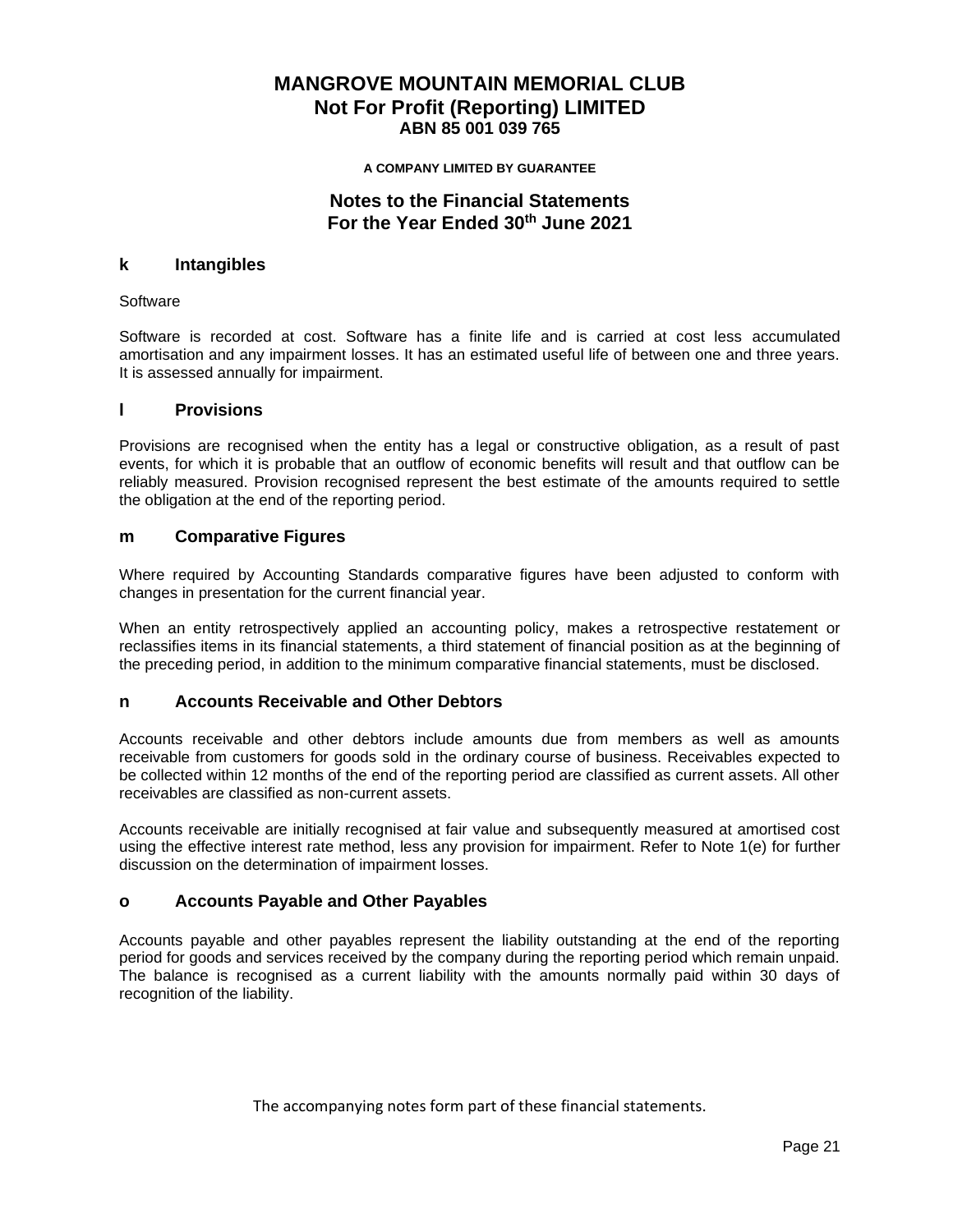### k Intangibles

Software

Software is recorded at cost. Software has a finite life and is carried at cost less accumulated amortisation and any impairment losses. It has an estimated useful life of between one and three years. It is assessed annually for impairment.

### l Provisions

Provisions are recognised when the entity has a legal or constructive obligation, as a result of past events, for which it is probable that an outflow of economic benefits will result and that outflow can be reliably measured. Provision recognised represent the best estimate of the amounts required to settle the obligation at the end of the reporting period.

### m Comparative Figures

Where required by Accounting Standards comparative figures have been adjusted to conform with changes in presentation for the current financial year.

When an entity retrospectively applied an accounting policy, makes a retrospective restatement or reclassifies items in its financial statements, a third statement of financial position as at the beginning of the preceding period, in addition to the minimum comparative financial statements, must be disclosed.

### n Accounts Receivable and Other Debtors

Accounts receivable and other debtors include amounts due from members as well as amounts receivable from customers for goods sold in the ordinary course of business. Receivables expected to be collected within 12 months of the end of the reporting period are classified as current assets. All other receivables are classified as non-current assets.

Accounts receivable are initially recognised at fair value and subsequently measured at amortised cost using the effective interest rate method, less any provision for impairment. Refer to Note 1(e) for further discussion on the determination of impairment losses.

### o Accounts Payable and Other Payables

Accounts payable and other payables represent the liability outstanding at the end of the reporting period for goods and services received by the company during the reporting period which remain unpaid. The balance is recognised as a current liability with the amounts normally paid within 30 days of recognition of the liability.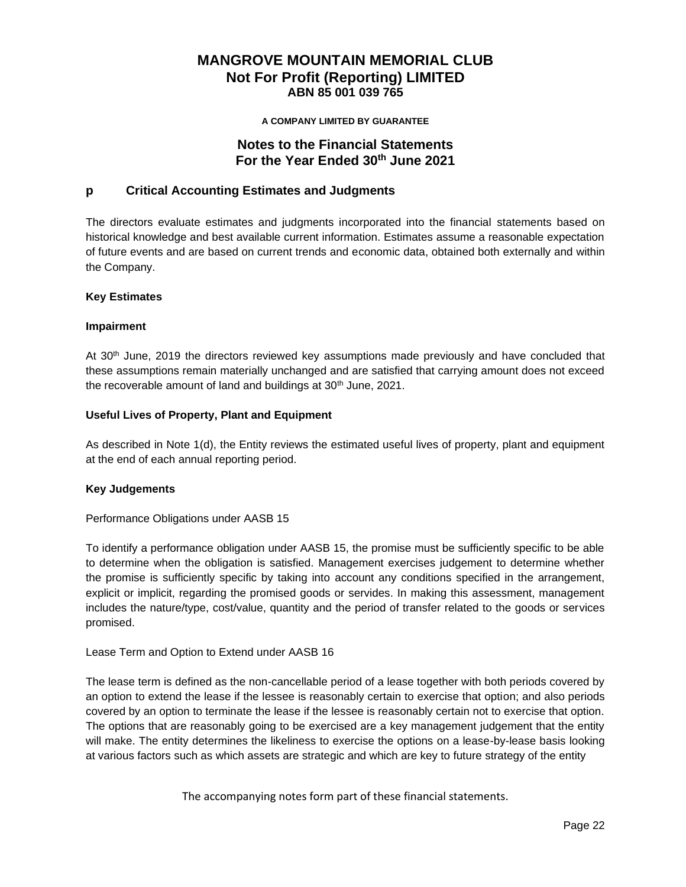# MANGROVE MOUNTAIN MEMORIAL CLUB
## Not For Profit (Reporting) LIMITED
### ABN 85 001 039 765

**A COMPANY LIMITED BY GUARANTEE**

## Notes to the Financial Statements
## For the Year Ended 30th June 2021

### p Critical Accounting Estimates and Judgments

The directors evaluate estimates and judgments incorporated into the financial statements based on historical knowledge and best available current information. Estimates assume a reasonable expectation of future events and are based on current trends and economic data, obtained both externally and within the Company.

**Key Estimates**

**Impairment**

At 30th June, 2019 the directors reviewed key assumptions made previously and have concluded that these assumptions remain materially unchanged and are satisfied that carrying amount does not exceed the recoverable amount of land and buildings at 30th June, 2021.

**Useful Lives of Property, Plant and Equipment**

As described in Note 1(d), the Entity reviews the estimated useful lives of property, plant and equipment at the end of each annual reporting period.

**Key Judgements**

Performance Obligations under AASB 15

To identify a performance obligation under AASB 15, the promise must be sufficiently specific to be able to determine when the obligation is satisfied. Management exercises judgement to determine whether the promise is sufficiently specific by taking into account any conditions specified in the arrangement, explicit or implicit, regarding the promised goods or servides. In making this assessment, management includes the nature/type, cost/value, quantity and the period of transfer related to the goods or services promised.

Lease Term and Option to Extend under AASB 16

The lease term is defined as the non-cancellable period of a lease together with both periods covered by an option to extend the lease if the lessee is reasonably certain to exercise that option; and also periods covered by an option to terminate the lease if the lessee is reasonably certain not to exercise that option. The options that are reasonably going to be exercised are a key management judgement that the entity will make. The entity determines the likeliness to exercise the options on a lease-by-lease basis looking at various factors such as which assets are strategic and which are key to future strategy of the entity

The accompanying notes form part of these financial statements.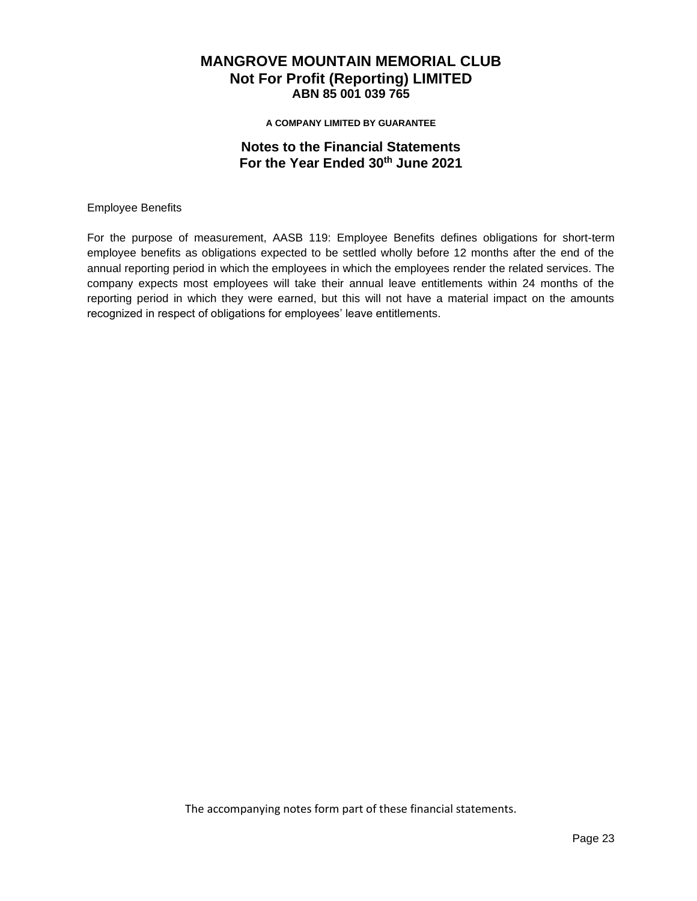Employee Benefits

For the purpose of measurement, AASB 119: Employee Benefits defines obligations for short-term employee benefits as obligations expected to be settled wholly before 12 months after the end of the annual reporting period in which the employees in which the employees render the related services. The company expects most employees will take their annual leave entitlements within 24 months of the reporting period in which they were earned, but this will not have a material impact on the amounts recognized in respect of obligations for employees' leave entitlements.

The accompanying notes form part of these financial statements.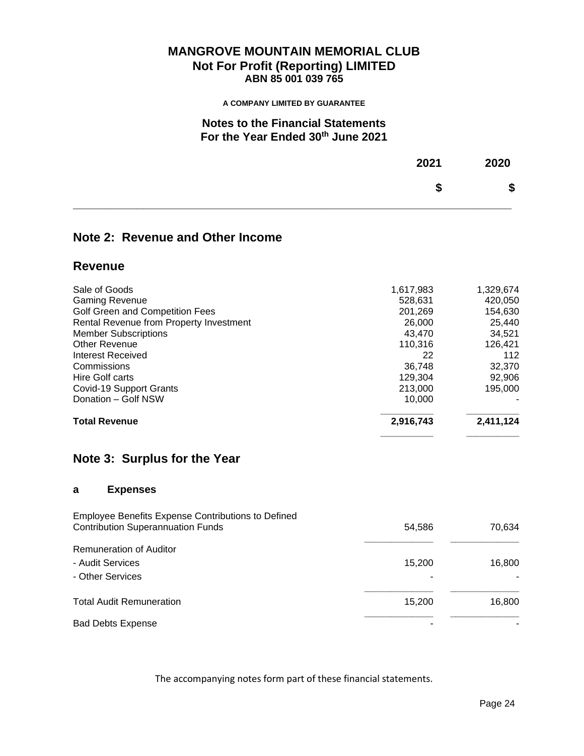# MANGROVE MOUNTAIN MEMORIAL CLUB
## Not For Profit (Reporting) LIMITED
**ABN 85 001 039 765**

**A COMPANY LIMITED BY GUARANTEE**

## Notes to the Financial Statements
## For the Year Ended 30th June 2021

## Note 2: Revenue and Other Income

### Revenue

| | 2021 $ | 2020 $ |
|---|---|---|
| Sale of Goods | 1,617,983 | 1,329,674 |
| Gaming Revenue | 528,631 | 420,050 |
| Golf Green and Competition Fees | 201,269 | 154,630 |
| Rental Revenue from Property Investment | 26,000 | 25,440 |
| Member Subscriptions | 43,470 | 34,521 |
| Other Revenue | 110,316 | 126,421 |
| Interest Received | 22 | 112 |
| Commissions | 36,748 | 32,370 |
| Hire Golf carts | 129,304 | 92,906 |
| Covid-19 Support Grants | 213,000 | 195,000 |
| Donation – Golf NSW | 10,000 | - |
| **Total Revenue** | **2,916,743** | **2,411,124** |

## Note 3: Surplus for the Year

### a Expenses

| | 2021 $ | 2020 $ |
|---|---|---|
| Employee Benefits Expense Contributions to Defined Contribution Superannuation Funds | 54,586 | 70,634 |
| Remuneration of Auditor | | |
| - Audit Services | 15,200 | 16,800 |
| - Other Services | - | - |
| Total Audit Remuneration | 15,200 | 16,800 |
| Bad Debts Expense | - | - |

The accompanying notes form part of these financial statements.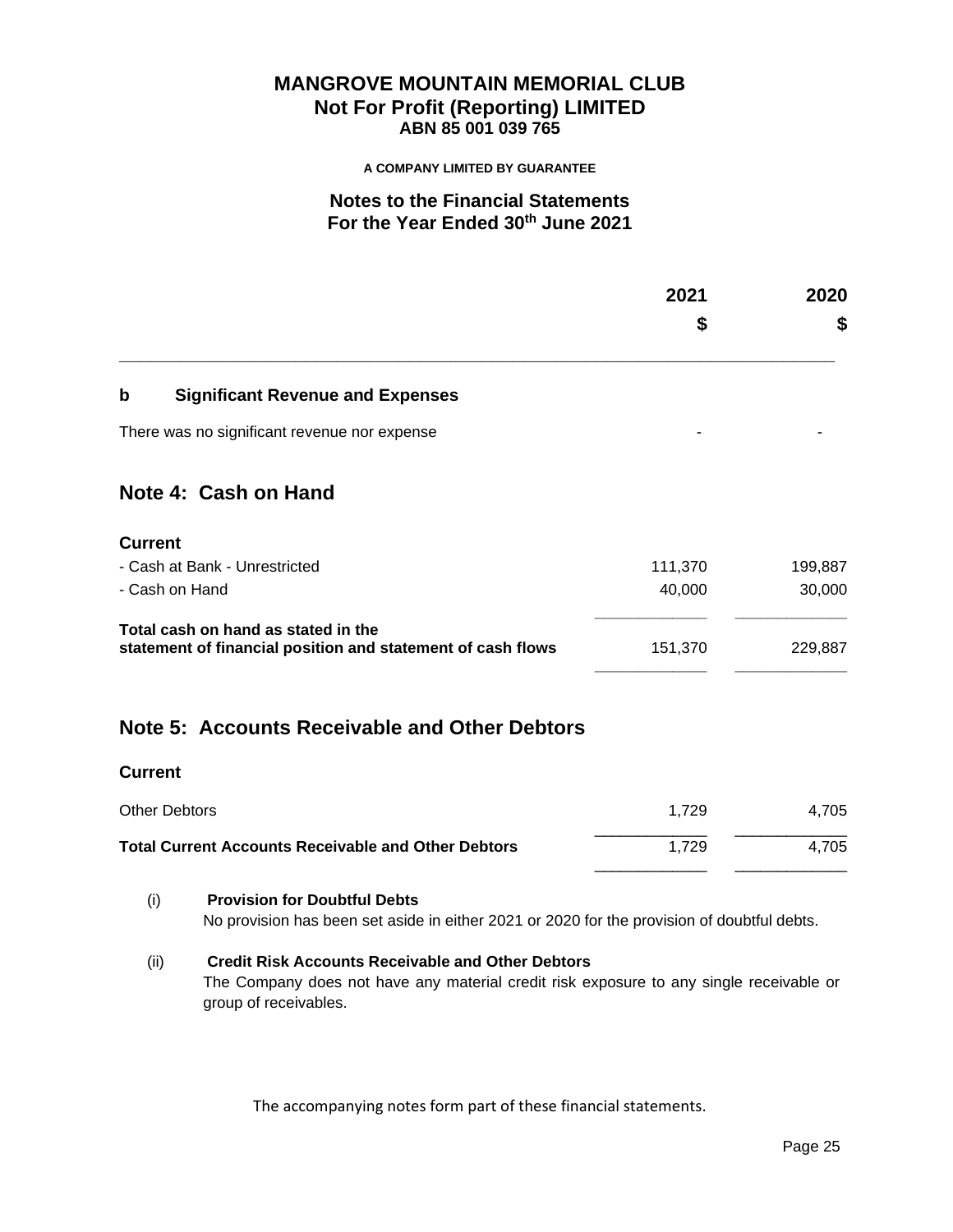**MANGROVE MOUNTAIN MEMORIAL CLUB**
**Not For Profit (Reporting) LIMITED**
**ABN 85 001 039 765**

**A COMPANY LIMITED BY GUARANTEE**

## Notes to the Financial Statements
## For the Year Ended 30th June 2021

| | 2021 $ | 2020 $ |
|---|---|---|

### b Significant Revenue and Expenses

| | 2021 $ | 2020 $ |
|---|---|---|
| There was no significant revenue nor expense | - | - |

## Note 4: Cash on Hand

| **Current** | 2021 $ | 2020 $ |
|---|---|---|
| - Cash at Bank - Unrestricted | 111,370 | 199,887 |
| - Cash on Hand | 40,000 | 30,000 |
| **Total cash on hand as stated in the statement of financial position and statement of cash flows** | 151,370 | 229,887 |

## Note 5: Accounts Receivable and Other Debtors

| **Current** | 2021 $ | 2020 $ |
|---|---|---|
| Other Debtors | 1,729 | 4,705 |
| **Total Current Accounts Receivable and Other Debtors** | 1,729 | 4,705 |

(i) **Provision for Doubtful Debts**
No provision has been set aside in either 2021 or 2020 for the provision of doubtful debts.

(ii) **Credit Risk Accounts Receivable and Other Debtors**
The Company does not have any material credit risk exposure to any single receivable or group of receivables.

The accompanying notes form part of these financial statements.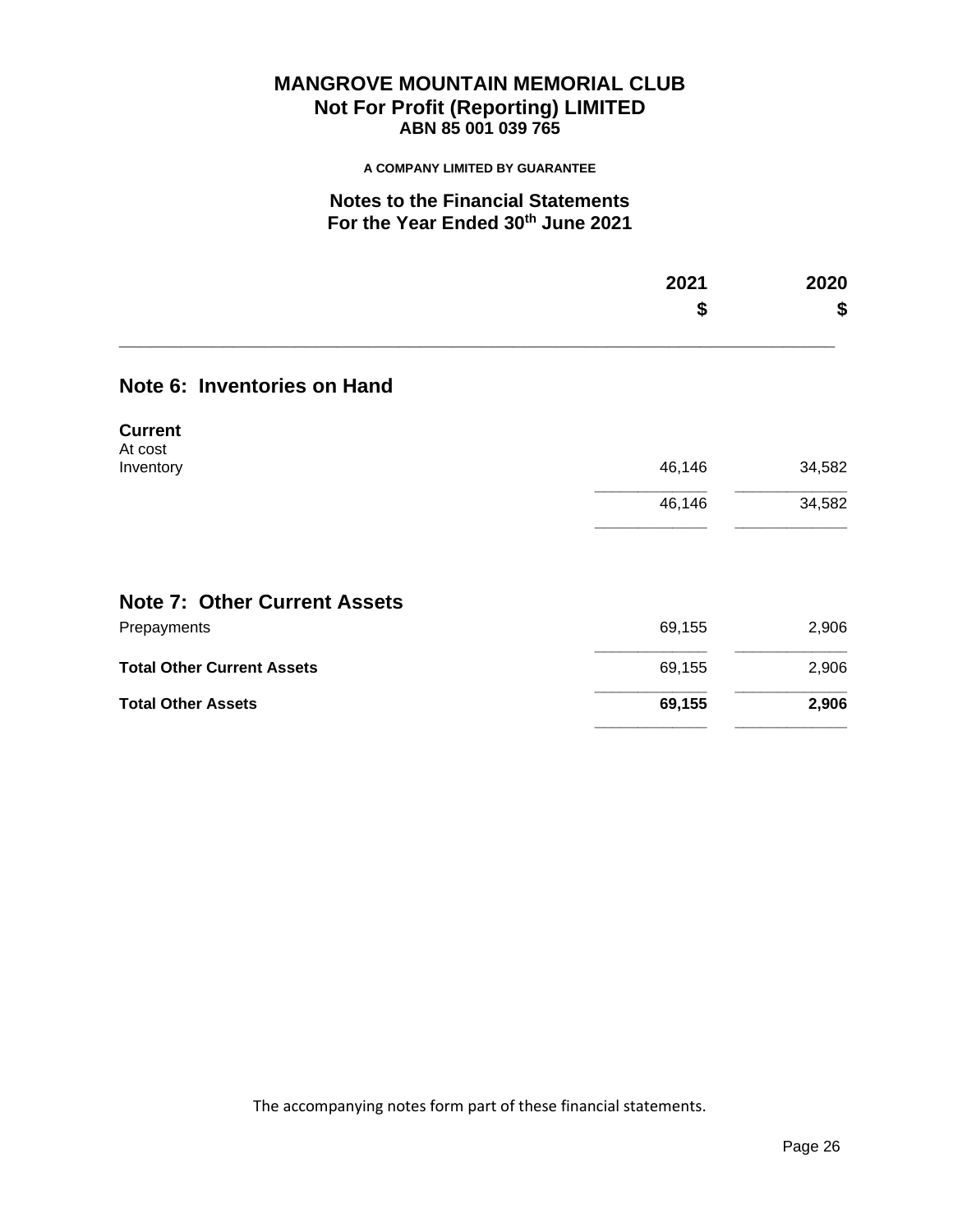# MANGROVE MOUNTAIN MEMORIAL CLUB
## Not For Profit (Reporting) LIMITED
### ABN 85 001 039 765

**A COMPANY LIMITED BY GUARANTEE**

## Notes to the Financial Statements
## For the Year Ended 30th June 2021

## Note 6: Inventories on Hand

| | 2021 $ | 2020 $ |
|---|---|---|
| **Current** | | |
| At cost | | |
| Inventory | 46,146 | 34,582 |
| | 46,146 | 34,582 |

## Note 7: Other Current Assets

| | 2021 $ | 2020 $ |
|---|---|---|
| Prepayments | 69,155 | 2,906 |
| **Total Other Current Assets** | 69,155 | 2,906 |
| **Total Other Assets** | **69,155** | **2,906** |

The accompanying notes form part of these financial statements.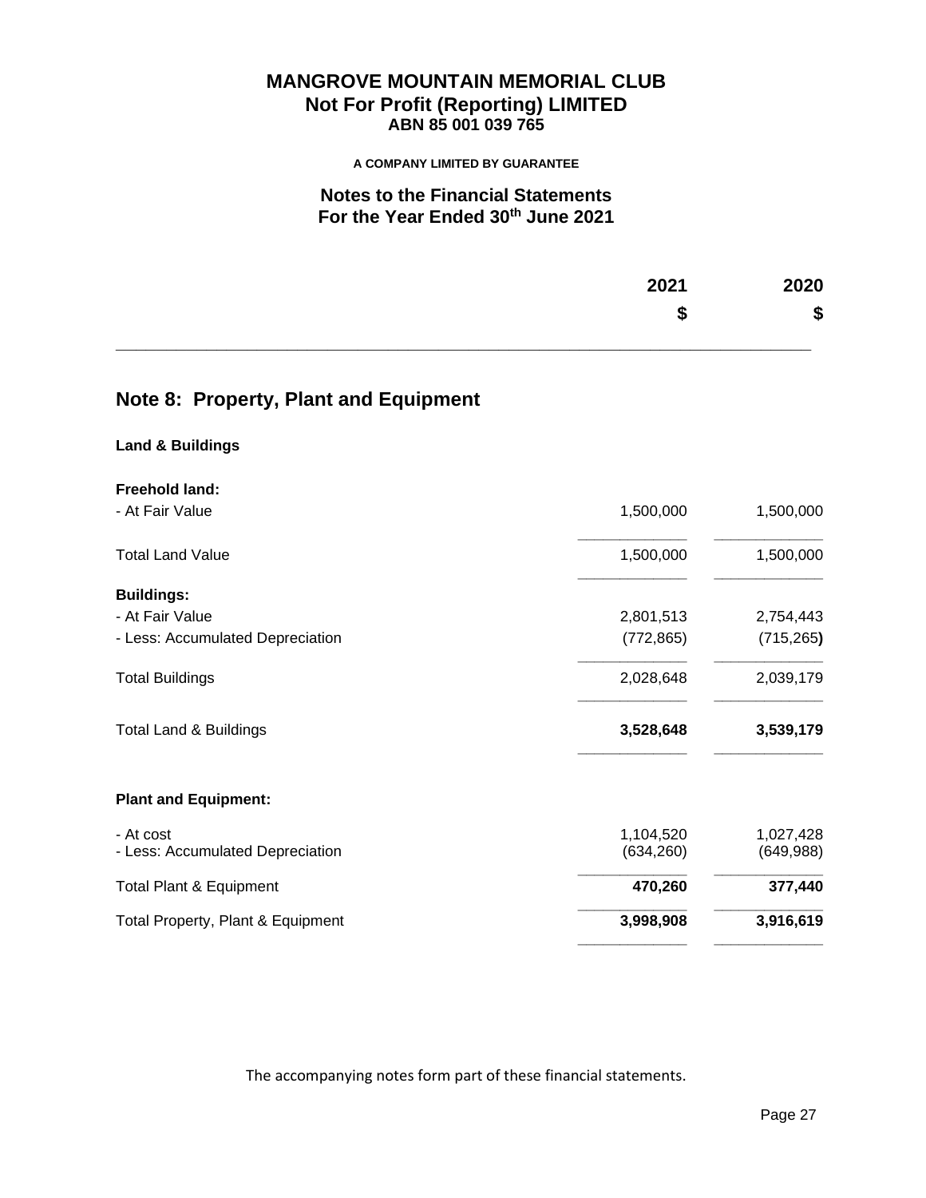# MANGROVE MOUNTAIN MEMORIAL CLUB
## Not For Profit (Reporting) LIMITED
**ABN 85 001 039 765**

**A COMPANY LIMITED BY GUARANTEE**

## Notes to the Financial Statements
## For the Year Ended 30th June 2021

## Note 8: Property, Plant and Equipment

| | 2021 $ | 2020 $ |
|---|---|---|
| **Land & Buildings** | | |
| **Freehold land:** | | |
| - At Fair Value | 1,500,000 | 1,500,000 |
| Total Land Value | 1,500,000 | 1,500,000 |
| **Buildings:** | | |
| - At Fair Value | 2,801,513 | 2,754,443 |
| - Less: Accumulated Depreciation | (772,865) | (715,265) |
| Total Buildings | 2,028,648 | 2,039,179 |
| Total Land & Buildings | **3,528,648** | **3,539,179** |
| **Plant and Equipment:** | | |
| - At cost | 1,104,520 | 1,027,428 |
| - Less: Accumulated Depreciation | (634,260) | (649,988) |
| Total Plant & Equipment | **470,260** | **377,440** |
| Total Property, Plant & Equipment | **3,998,908** | **3,916,619** |

The accompanying notes form part of these financial statements.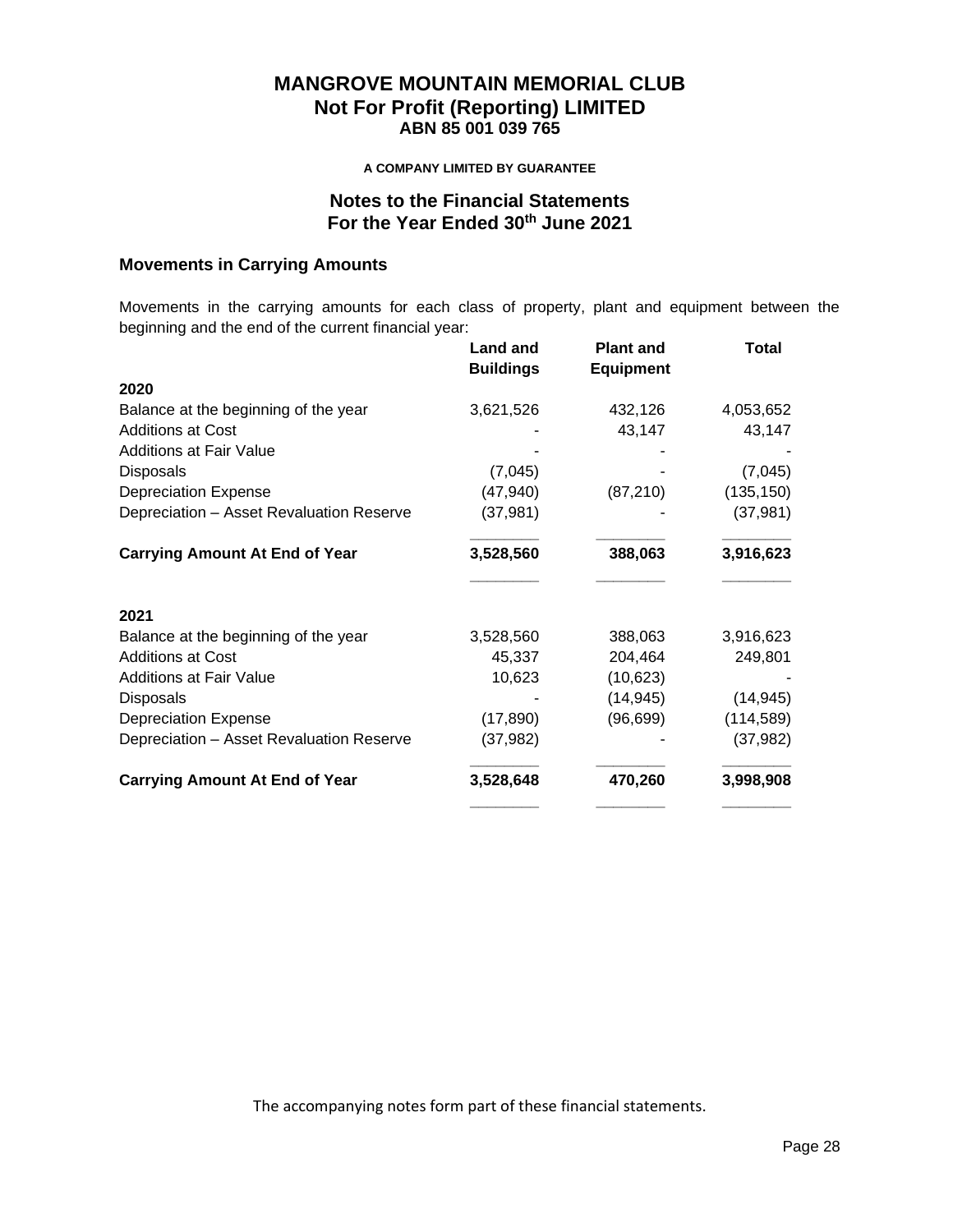# MANGROVE MOUNTAIN MEMORIAL CLUB
## Not For Profit (Reporting) LIMITED
### ABN 85 001 039 765

**A COMPANY LIMITED BY GUARANTEE**

## Notes to the Financial Statements
## For the Year Ended 30th June 2021

### Movements in Carrying Amounts

Movements in the carrying amounts for each class of property, plant and equipment between the beginning and the end of the current financial year:

| | Land and Buildings | Plant and Equipment | Total |
|---|---|---|---|
| **2020** | | | |
| Balance at the beginning of the year | 3,621,526 | 432,126 | 4,053,652 |
| Additions at Cost | - | 43,147 | 43,147 |
| Additions at Fair Value | - | - | - |
| Disposals | (7,045) | - | (7,045) |
| Depreciation Expense | (47,940) | (87,210) | (135,150) |
| Depreciation – Asset Revaluation Reserve | (37,981) | - | (37,981) |
| **Carrying Amount At End of Year** | **3,528,560** | **388,063** | **3,916,623** |
| **2021** | | | |
| Balance at the beginning of the year | 3,528,560 | 388,063 | 3,916,623 |
| Additions at Cost | 45,337 | 204,464 | 249,801 |
| Additions at Fair Value | 10,623 | (10,623) | - |
| Disposals | - | (14,945) | (14,945) |
| Depreciation Expense | (17,890) | (96,699) | (114,589) |
| Depreciation – Asset Revaluation Reserve | (37,982) | - | (37,982) |
| **Carrying Amount At End of Year** | **3,528,648** | **470,260** | **3,998,908** |

The accompanying notes form part of these financial statements.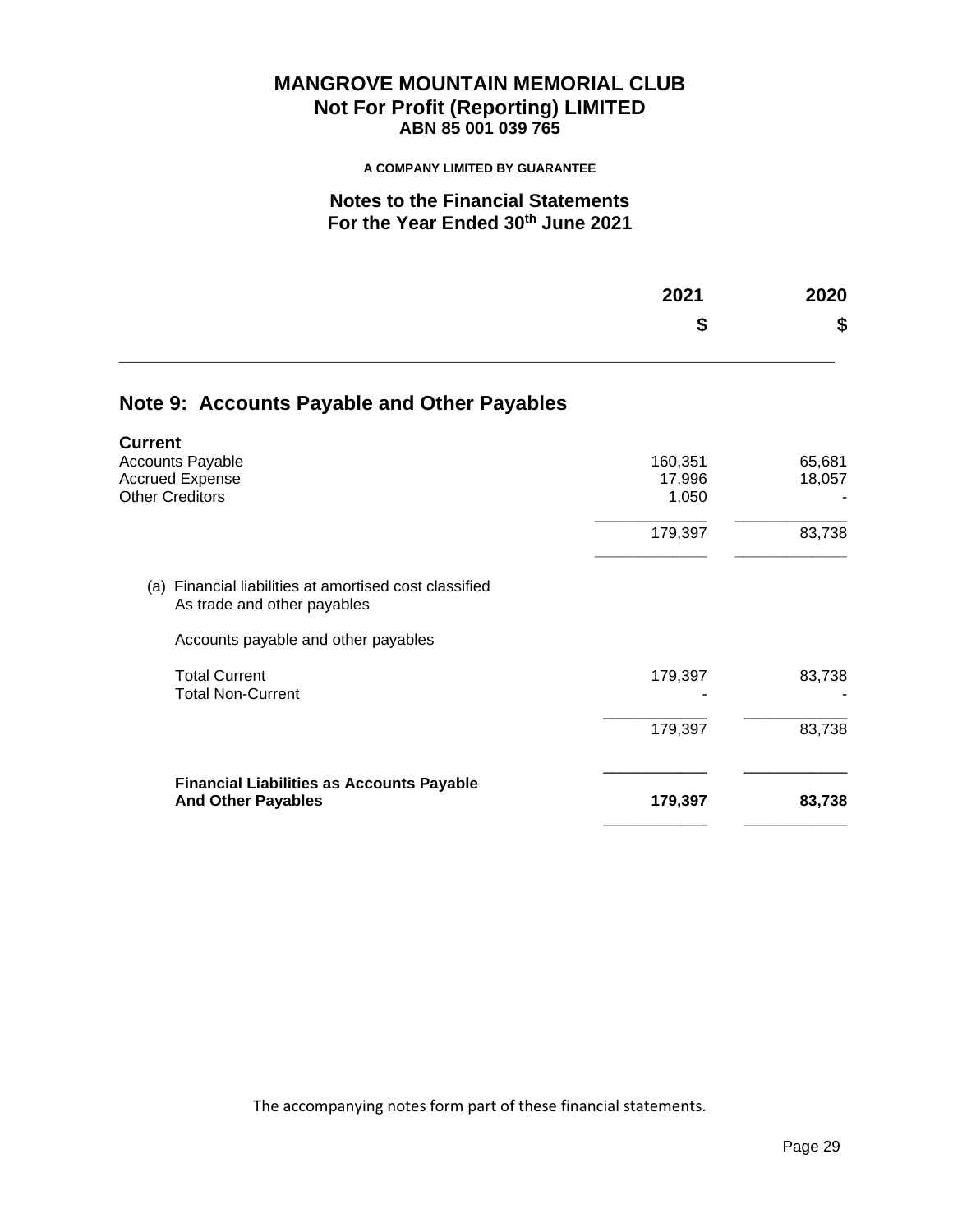# MANGROVE MOUNTAIN MEMORIAL CLUB
## Not For Profit (Reporting) LIMITED
### ABN 85 001 039 765

**A COMPANY LIMITED BY GUARANTEE**

### Notes to the Financial Statements
### For the Year Ended 30th June 2021

## Note 9: Accounts Payable and Other Payables

| | 2021<br>$ | 2020<br>$ |
|---|---|---|
| **Current** | | |
| Accounts Payable | 160,351 | 65,681 |
| Accrued Expense | 17,996 | 18,057 |
| Other Creditors | 1,050 | - |
| | 179,397 | 83,738 |
| (a) Financial liabilities at amortised cost classified As trade and other payables | | |
| Accounts payable and other payables | | |
| Total Current | 179,397 | 83,738 |
| Total Non-Current | - | - |
| | 179,397 | 83,738 |
| **Financial Liabilities as Accounts Payable And Other Payables** | **179,397** | **83,738** |

The accompanying notes form part of these financial statements.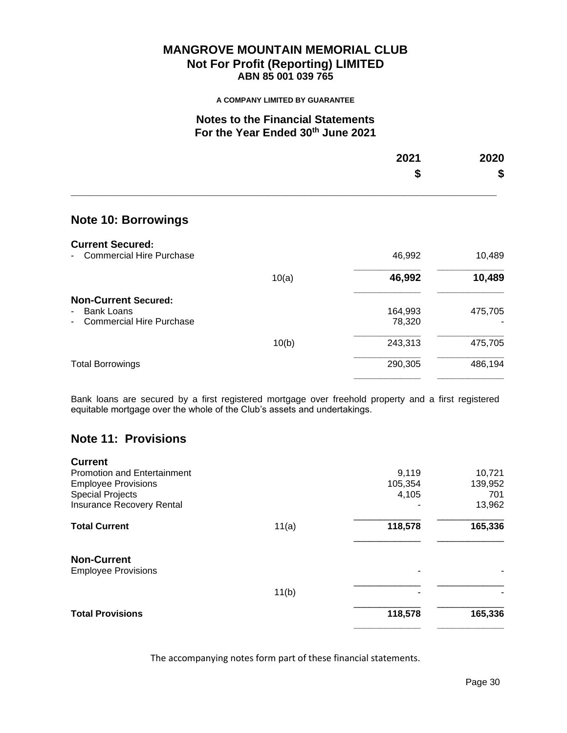# MANGROVE MOUNTAIN MEMORIAL CLUB
## Not For Profit (Reporting) LIMITED
**ABN 85 001 039 765**

**A COMPANY LIMITED BY GUARANTEE**

## Notes to the Financial Statements
## For the Year Ended 30th June 2021

## Note 10: Borrowings

| | | 2021 $ | 2020 $ |
|---|---|---|---|
| **Current Secured:** | | | |
| - Commercial Hire Purchase | | 46,992 | 10,489 |
| | 10(a) | **46,992** | **10,489** |
| **Non-Current Secured:** | | | |
| - Bank Loans | | 164,993 | 475,705 |
| - Commercial Hire Purchase | | 78,320 | - |
| | 10(b) | 243,313 | 475,705 |
| Total Borrowings | | 290,305 | 486,194 |

Bank loans are secured by a first registered mortgage over freehold property and a first registered equitable mortgage over the whole of the Club's assets and undertakings.

## Note 11: Provisions

| | | 2021 $ | 2020 $ |
|---|---|---|---|
| **Current** | | | |
| Promotion and Entertainment | | 9,119 | 10,721 |
| Employee Provisions | | 105,354 | 139,952 |
| Special Projects | | 4,105 | 701 |
| Insurance Recovery Rental | | - | 13,962 |
| **Total Current** | 11(a) | **118,578** | **165,336** |
| **Non-Current** | | | |
| Employee Provisions | | - | - |
| | 11(b) | - | - |
| **Total Provisions** | | **118,578** | **165,336** |

The accompanying notes form part of these financial statements.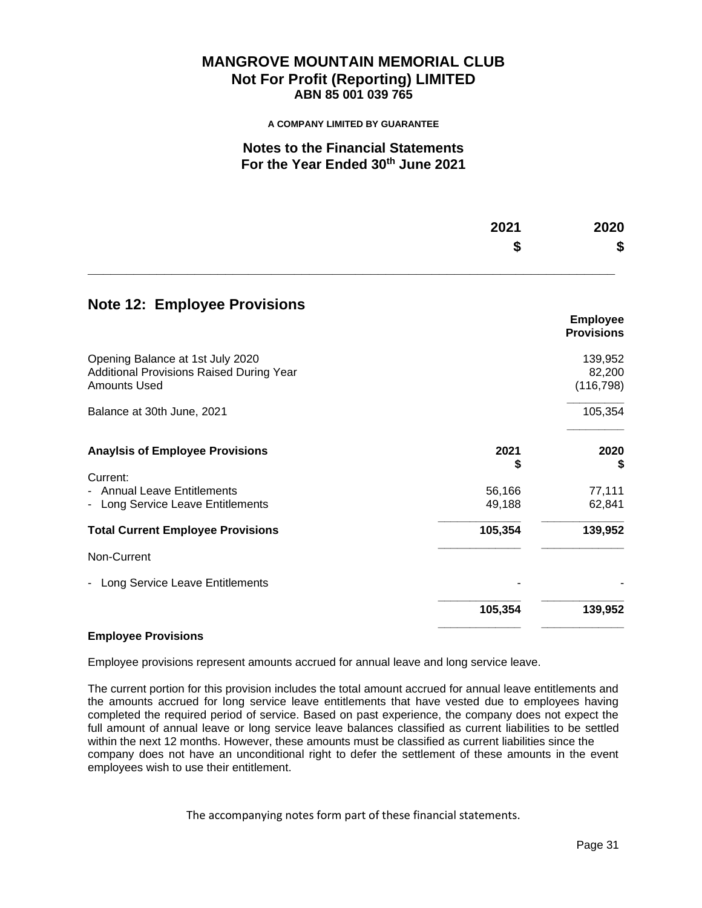# MANGROVE MOUNTAIN MEMORIAL CLUB
## Not For Profit (Reporting) LIMITED
### ABN 85 001 039 765

**A COMPANY LIMITED BY GUARANTEE**

## Notes to the Financial Statements
## For the Year Ended 30th June 2021

| | 2021 | 2020 |
|---|---|---|
| | $ | $ |

## Note 12: Employee Provisions

| | Employee Provisions |
|---|---|
| Opening Balance at 1st July 2020 | 139,952 |
| Additional Provisions Raised During Year | 82,200 |
| Amounts Used | (116,798) |
| Balance at 30th June, 2021 | 105,354 |

| **Anaylsis of Employee Provisions** | **2021 $** | **2020 $** |
|---|---|---|
| Current: | | |
| - Annual Leave Entitlements | 56,166 | 77,111 |
| - Long Service Leave Entitlements | 49,188 | 62,841 |
| **Total Current Employee Provisions** | **105,354** | **139,952** |
| Non-Current | | |
| - Long Service Leave Entitlements | - | - |
| | **105,354** | **139,952** |

**Employee Provisions**

Employee provisions represent amounts accrued for annual leave and long service leave.

The current portion for this provision includes the total amount accrued for annual leave entitlements and the amounts accrued for long service leave entitlements that have vested due to employees having completed the required period of service. Based on past experience, the company does not expect the full amount of annual leave or long service leave balances classified as current liabilities to be settled within the next 12 months. However, these amounts must be classified as current liabilities since the company does not have an unconditional right to defer the settlement of these amounts in the event employees wish to use their entitlement.

The accompanying notes form part of these financial statements.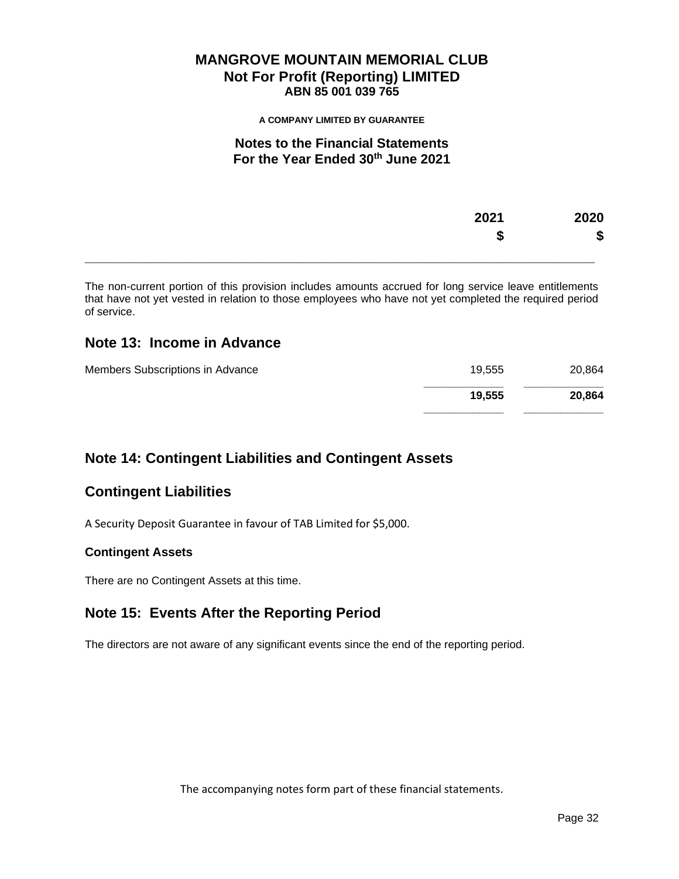| | 2021 | 2020 |
|---|---|---|
| | $ | $ |

The non-current portion of this provision includes amounts accrued for long service leave entitlements that have not yet vested in relation to those employees who have not yet completed the required period of service.

## Note 13: Income in Advance

| | 2021 $ | 2020 $ |
|---|---|---|
| Members Subscriptions in Advance | 19,555 | 20,864 |
| | **19,555** | **20,864** |

## Note 14: Contingent Liabilities and Contingent Assets

## Contingent Liabilities

A Security Deposit Guarantee in favour of TAB Limited for $5,000.

### Contingent Assets

There are no Contingent Assets at this time.

## Note 15: Events After the Reporting Period

The directors are not aware of any significant events since the end of the reporting period.

The accompanying notes form part of these financial statements.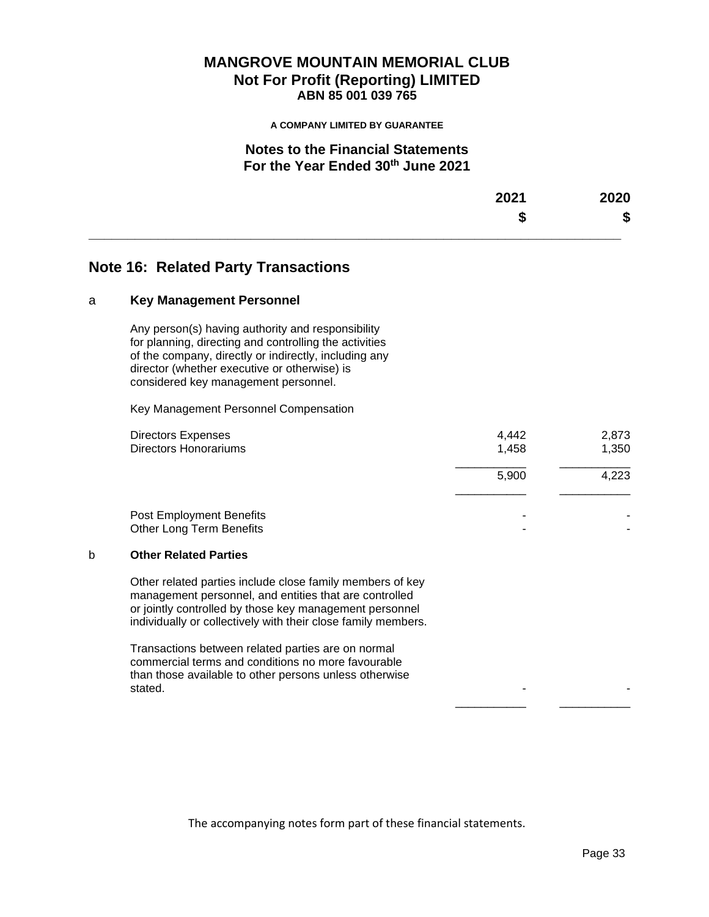# MANGROVE MOUNTAIN MEMORIAL CLUB
## Not For Profit (Reporting) LIMITED
### ABN 85 001 039 765

**A COMPANY LIMITED BY GUARANTEE**

## Notes to the Financial Statements
## For the Year Ended 30th June 2021

## Note 16: Related Party Transactions

### a Key Management Personnel

Any person(s) having authority and responsibility for planning, directing and controlling the activities of the company, directly or indirectly, including any director (whether executive or otherwise) is considered key management personnel.

Key Management Personnel Compensation

| | 2021 $ | 2020 $ |
|---|---|---|
| Directors Expenses | 4,442 | 2,873 |
| Directors Honorariums | 1,458 | 1,350 |
| | 5,900 | 4,223 |
| Post Employment Benefits | - | - |
| Other Long Term Benefits | - | - |

### b Other Related Parties

Other related parties include close family members of key management personnel, and entities that are controlled or jointly controlled by those key management personnel individually or collectively with their close family members.

| | 2021 $ | 2020 $ |
|---|---|---|
| Transactions between related parties are on normal commercial terms and conditions no more favourable than those available to other persons unless otherwise stated. | - | - |

The accompanying notes form part of these financial statements.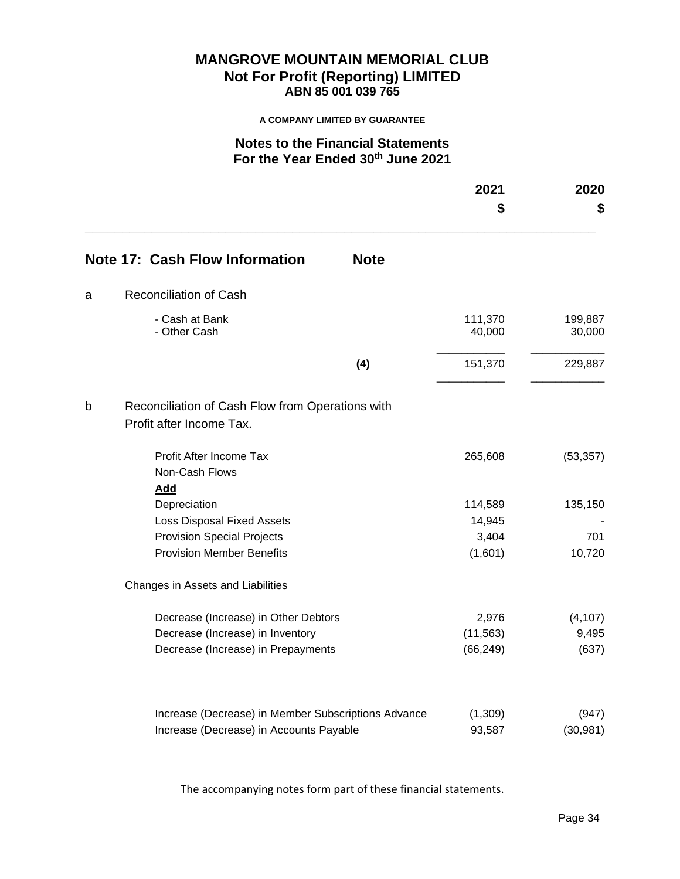# MANGROVE MOUNTAIN MEMORIAL CLUB
## Not For Profit (Reporting) LIMITED
### ABN 85 001 039 765

**A COMPANY LIMITED BY GUARANTEE**

## Notes to the Financial Statements
## For the Year Ended 30th June 2021

## Note 17: Cash Flow Information

| | | Note | 2021 $ | 2020 $ |
|---|---|---|---|---|
| a | Reconciliation of Cash | | | |
| | - Cash at Bank | | 111,370 | 199,887 |
| | - Other Cash | | 40,000 | 30,000 |
| | | (4) | 151,370 | 229,887 |
| b | Reconciliation of Cash Flow from Operations with Profit after Income Tax. | | | |
| | Profit After Income Tax | | 265,608 | (53,357) |
| | Non-Cash Flows | | | |
| | **Add** | | | |
| | Depreciation | | 114,589 | 135,150 |
| | Loss Disposal Fixed Assets | | 14,945 | - |
| | Provision Special Projects | | 3,404 | 701 |
| | Provision Member Benefits | | (1,601) | 10,720 |
| | Changes in Assets and Liabilities | | | |
| | Decrease (Increase) in Other Debtors | | 2,976 | (4,107) |
| | Decrease (Increase) in Inventory | | (11,563) | 9,495 |
| | Decrease (Increase) in Prepayments | | (66,249) | (637) |
| | Increase (Decrease) in Member Subscriptions Advance | | (1,309) | (947) |
| | Increase (Decrease) in Accounts Payable | | 93,587 | (30,981) |

The accompanying notes form part of these financial statements.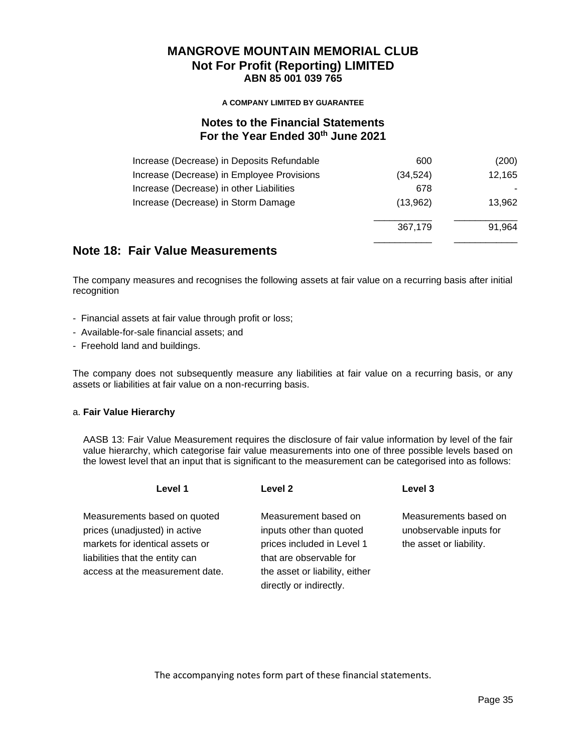# MANGROVE MOUNTAIN MEMORIAL CLUB
## Not For Profit (Reporting) LIMITED
### ABN 85 001 039 765

**A COMPANY LIMITED BY GUARANTEE**

## Notes to the Financial Statements
## For the Year Ended 30th June 2021

| | | |
|---|---|---|
| Increase (Decrease) in Deposits Refundable | 600 | (200) |
| Increase (Decrease) in Employee Provisions | (34,524) | 12,165 |
| Increase (Decrease) in other Liabilities | 678 | - |
| Increase (Decrease) in Storm Damage | (13,962) | 13,962 |
| | 367,179 | 91,964 |

## Note 18: Fair Value Measurements

The company measures and recognises the following assets at fair value on a recurring basis after initial recognition

- Financial assets at fair value through profit or loss;
- Available-for-sale financial assets; and
- Freehold land and buildings.

The company does not subsequently measure any liabilities at fair value on a recurring basis, or any assets or liabilities at fair value on a non-recurring basis.

a. **Fair Value Hierarchy**

AASB 13: Fair Value Measurement requires the disclosure of fair value information by level of the fair value hierarchy, which categorise fair value measurements into one of three possible levels based on the lowest level that an input that is significant to the measurement can be categorised into as follows:

| Level 1 | Level 2 | Level 3 |
|---|---|---|
| Measurements based on quoted prices (unadjusted) in active markets for identical assets or liabilities that the entity can access at the measurement date. | Measurement based on inputs other than quoted prices included in Level 1 that are observable for the asset or liability, either directly or indirectly. | Measurements based on unobservable inputs for the asset or liability. |

The accompanying notes form part of these financial statements.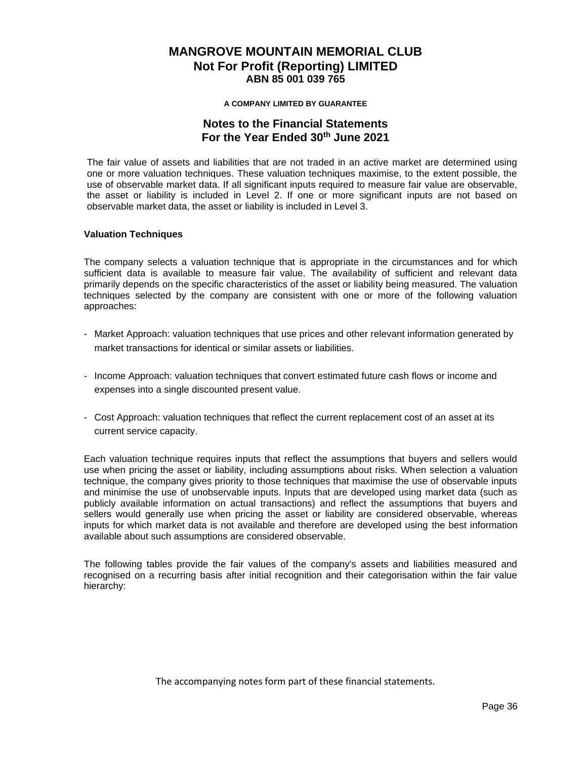The fair value of assets and liabilities that are not traded in an active market are determined using one or more valuation techniques. These valuation techniques maximise, to the extent possible, the use of observable market data. If all significant inputs required to measure fair value are observable, the asset or liability is included in Level 2. If one or more significant inputs are not based on observable market data, the asset or liability is included in Level 3.

**Valuation Techniques**

The company selects a valuation technique that is appropriate in the circumstances and for which sufficient data is available to measure fair value. The availability of sufficient and relevant data primarily depends on the specific characteristics of the asset or liability being measured. The valuation techniques selected by the company are consistent with one or more of the following valuation approaches:

- Market Approach: valuation techniques that use prices and other relevant information generated by market transactions for identical or similar assets or liabilities.
- Income Approach: valuation techniques that convert estimated future cash flows or income and expenses into a single discounted present value.
- Cost Approach: valuation techniques that reflect the current replacement cost of an asset at its current service capacity.

Each valuation technique requires inputs that reflect the assumptions that buyers and sellers would use when pricing the asset or liability, including assumptions about risks. When selection a valuation technique, the company gives priority to those techniques that maximise the use of observable inputs and minimise the use of unobservable inputs. Inputs that are developed using market data (such as publicly available information on actual transactions) and reflect the assumptions that buyers and sellers would generally use when pricing the asset or liability are considered observable, whereas inputs for which market data is not available and therefore are developed using the best information available about such assumptions are considered observable.

The following tables provide the fair values of the company's assets and liabilities measured and recognised on a recurring basis after initial recognition and their categorisation within the fair value hierarchy:

The accompanying notes form part of these financial statements.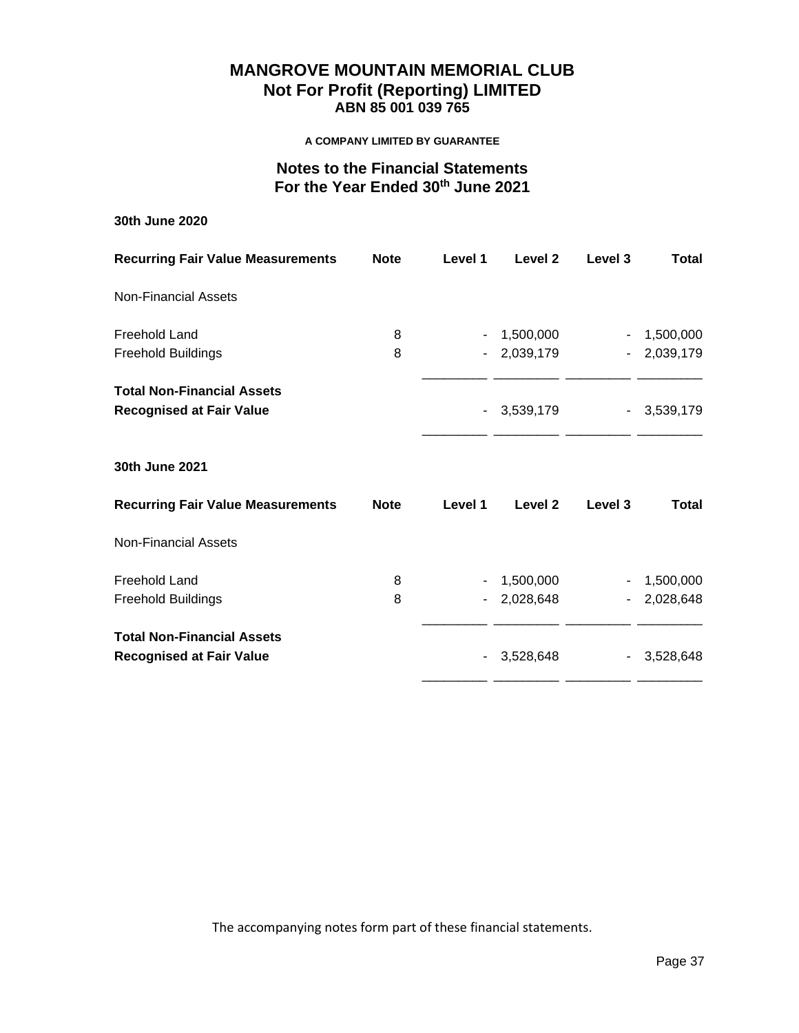# MANGROVE MOUNTAIN MEMORIAL CLUB
## Not For Profit (Reporting) LIMITED
### ABN 85 001 039 765

**A COMPANY LIMITED BY GUARANTEE**

## Notes to the Financial Statements
## For the Year Ended 30th June 2021

**30th June 2020**

| Recurring Fair Value Measurements | Note | Level 1 | Level 2 | Level 3 | Total |
|---|---|---|---|---|---|
| Non-Financial Assets | | | | | |
| Freehold Land | 8 | - | 1,500,000 | - | 1,500,000 |
| Freehold Buildings | 8 | - | 2,039,179 | - | 2,039,179 |
| **Total Non-Financial Assets Recognised at Fair Value** | | - | 3,539,179 | - | 3,539,179 |

**30th June 2021**

| Recurring Fair Value Measurements | Note | Level 1 | Level 2 | Level 3 | Total |
|---|---|---|---|---|---|
| Non-Financial Assets | | | | | |
| Freehold Land | 8 | - | 1,500,000 | - | 1,500,000 |
| Freehold Buildings | 8 | - | 2,028,648 | - | 2,028,648 |
| **Total Non-Financial Assets Recognised at Fair Value** | | - | 3,528,648 | - | 3,528,648 |

The accompanying notes form part of these financial statements.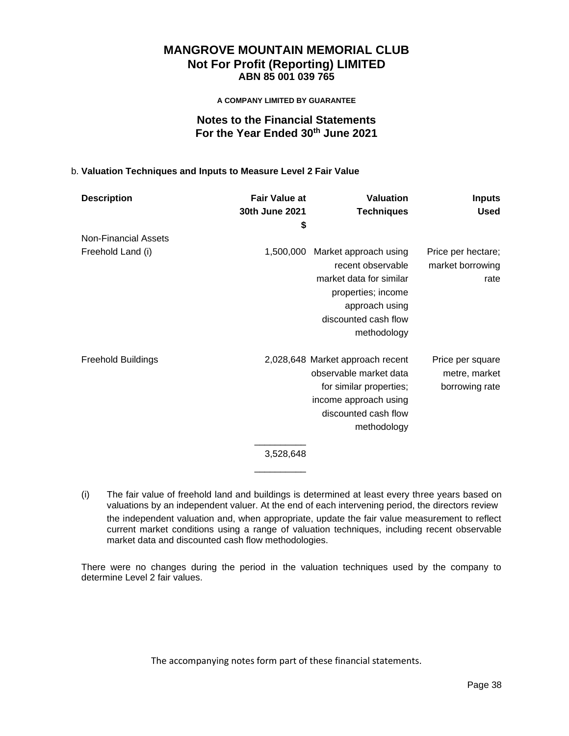# MANGROVE MOUNTAIN MEMORIAL CLUB
## Not For Profit (Reporting) LIMITED
### ABN 85 001 039 765

**A COMPANY LIMITED BY GUARANTEE**

## Notes to the Financial Statements
## For the Year Ended 30th June 2021

b. **Valuation Techniques and Inputs to Measure Level 2 Fair Value**

| Description | Fair Value at 30th June 2021 $ | Valuation Techniques | Inputs Used |
|---|---|---|---|
| Non-Financial Assets | | | |
| Freehold Land (i) | 1,500,000 | Market approach using recent observable market data for similar properties; income approach using discounted cash flow methodology | Price per hectare; market borrowing rate |
| Freehold Buildings | 2,028,648 | Market approach recent observable market data for similar properties; income approach using discounted cash flow methodology | Price per square metre, market borrowing rate |
| | 3,528,648 | | |

(i) The fair value of freehold land and buildings is determined at least every three years based on valuations by an independent valuer. At the end of each intervening period, the directors review the independent valuation and, when appropriate, update the fair value measurement to reflect current market conditions using a range of valuation techniques, including recent observable market data and discounted cash flow methodologies.

There were no changes during the period in the valuation techniques used by the company to determine Level 2 fair values.

The accompanying notes form part of these financial statements.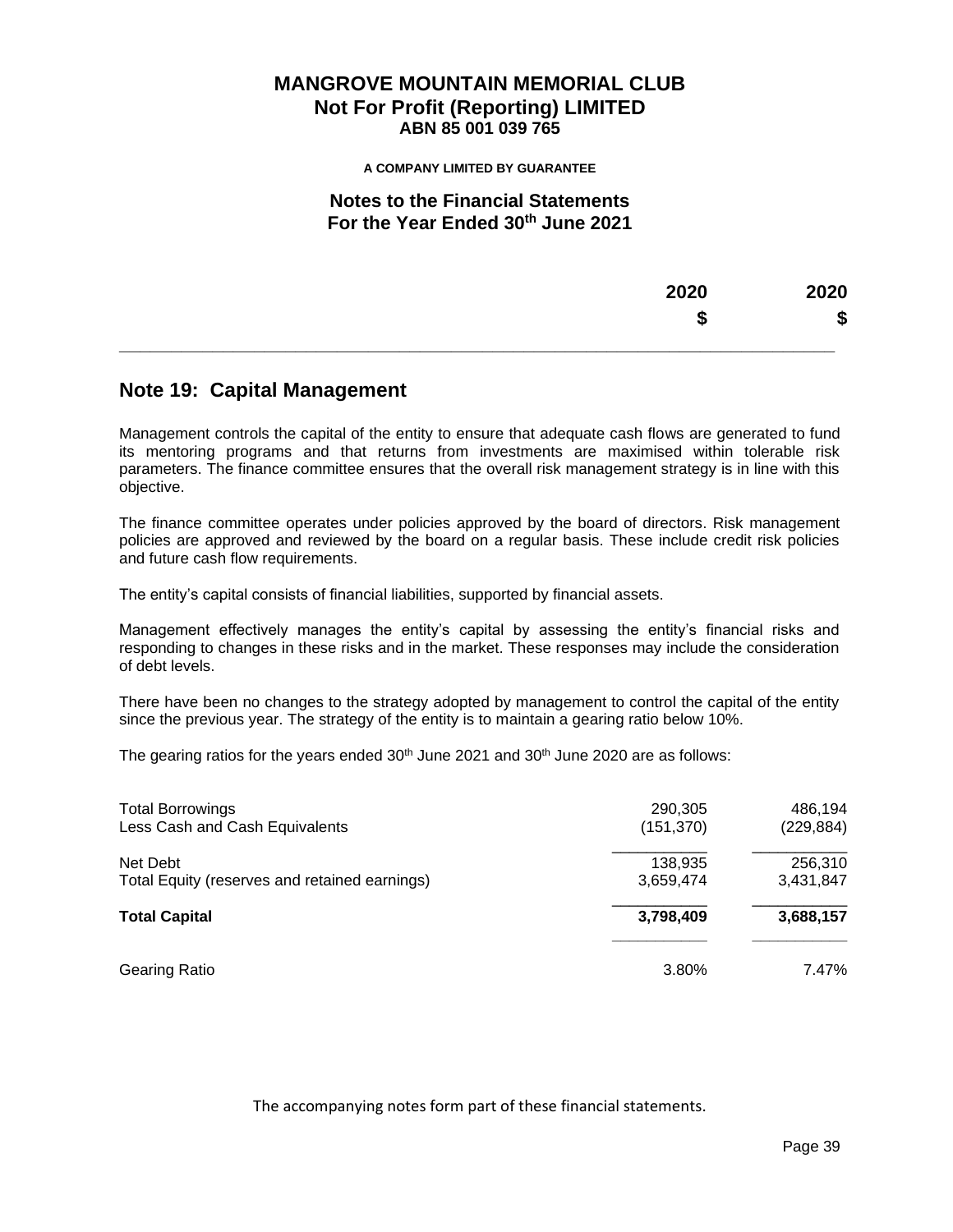# MANGROVE MOUNTAIN MEMORIAL CLUB
## Not For Profit (Reporting) LIMITED
**ABN 85 001 039 765**

**A COMPANY LIMITED BY GUARANTEE**

## Notes to the Financial Statements
## For the Year Ended 30th June 2021

| | 2020 | 2020 |
|---|---|---|
| | $ | $ |

## Note 19: Capital Management

Management controls the capital of the entity to ensure that adequate cash flows are generated to fund its mentoring programs and that returns from investments are maximised within tolerable risk parameters. The finance committee ensures that the overall risk management strategy is in line with this objective.

The finance committee operates under policies approved by the board of directors. Risk management policies are approved and reviewed by the board on a regular basis. These include credit risk policies and future cash flow requirements.

The entity's capital consists of financial liabilities, supported by financial assets.

Management effectively manages the entity's capital by assessing the entity's financial risks and responding to changes in these risks and in the market. These responses may include the consideration of debt levels.

There have been no changes to the strategy adopted by management to control the capital of the entity since the previous year. The strategy of the entity is to maintain a gearing ratio below 10%.

The gearing ratios for the years ended 30th June 2021 and 30th June 2020 are as follows:

| | 2020 $ | 2020 $ |
|---|---|---|
| Total Borrowings | 290,305 | 486,194 |
| Less Cash and Cash Equivalents | (151,370) | (229,884) |
| Net Debt | 138,935 | 256,310 |
| Total Equity (reserves and retained earnings) | 3,659,474 | 3,431,847 |
| **Total Capital** | **3,798,409** | **3,688,157** |
| Gearing Ratio | 3.80% | 7.47% |

The accompanying notes form part of these financial statements.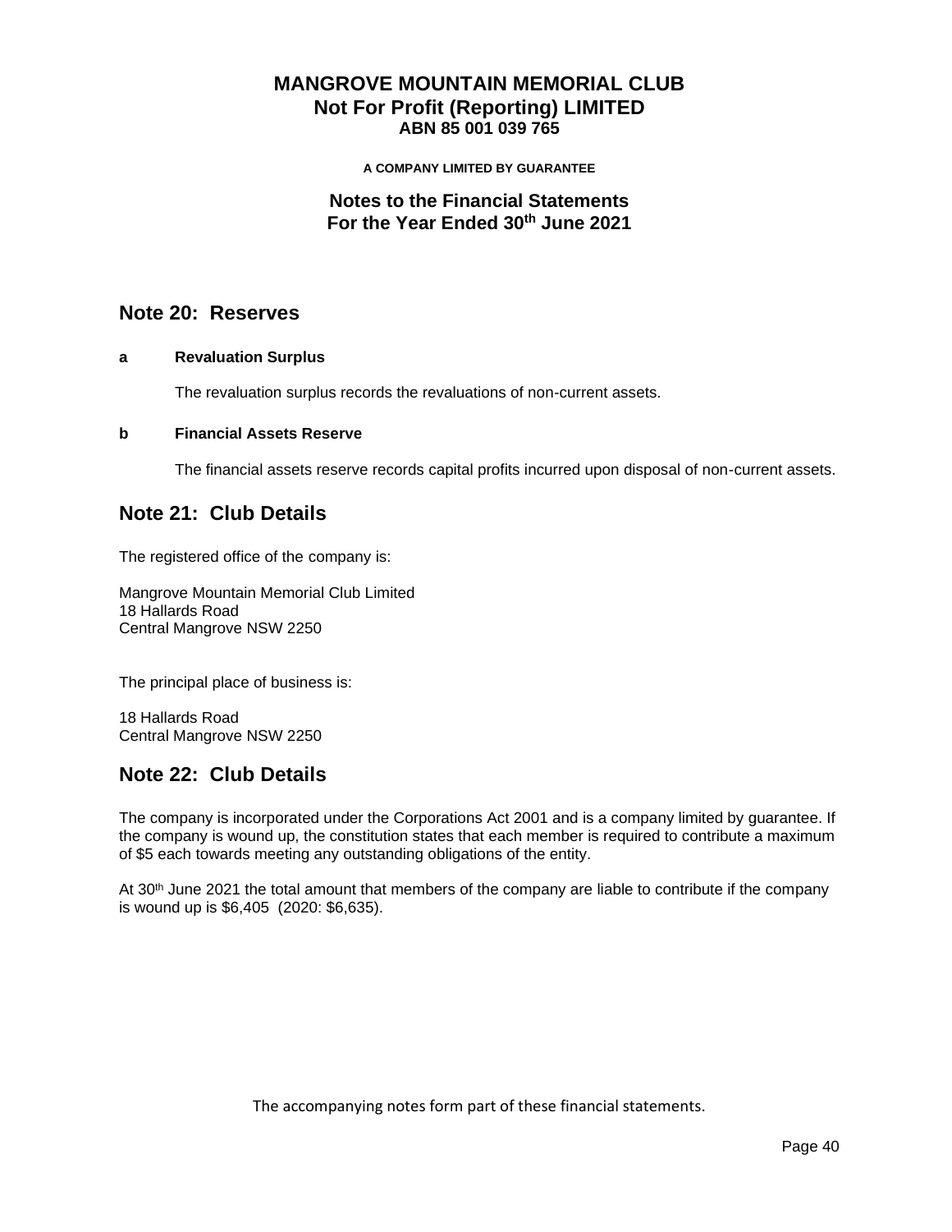# MANGROVE MOUNTAIN MEMORIAL CLUB
# Not For Profit (Reporting) LIMITED
### ABN 85 001 039 765

**A COMPANY LIMITED BY GUARANTEE**

## Notes to the Financial Statements
## For the Year Ended 30th June 2021

## Note 20: Reserves

**a Revaluation Surplus**

The revaluation surplus records the revaluations of non-current assets.

**b Financial Assets Reserve**

The financial assets reserve records capital profits incurred upon disposal of non-current assets.

## Note 21: Club Details

The registered office of the company is:

Mangrove Mountain Memorial Club Limited
18 Hallards Road
Central Mangrove NSW 2250

The principal place of business is:

18 Hallards Road
Central Mangrove NSW 2250

## Note 22: Club Details

The company is incorporated under the Corporations Act 2001 and is a company limited by guarantee. If the company is wound up, the constitution states that each member is required to contribute a maximum of $5 each towards meeting any outstanding obligations of the entity.

At 30th June 2021 the total amount that members of the company are liable to contribute if the company is wound up is $6,405 (2020: $6,635).

The accompanying notes form part of these financial statements.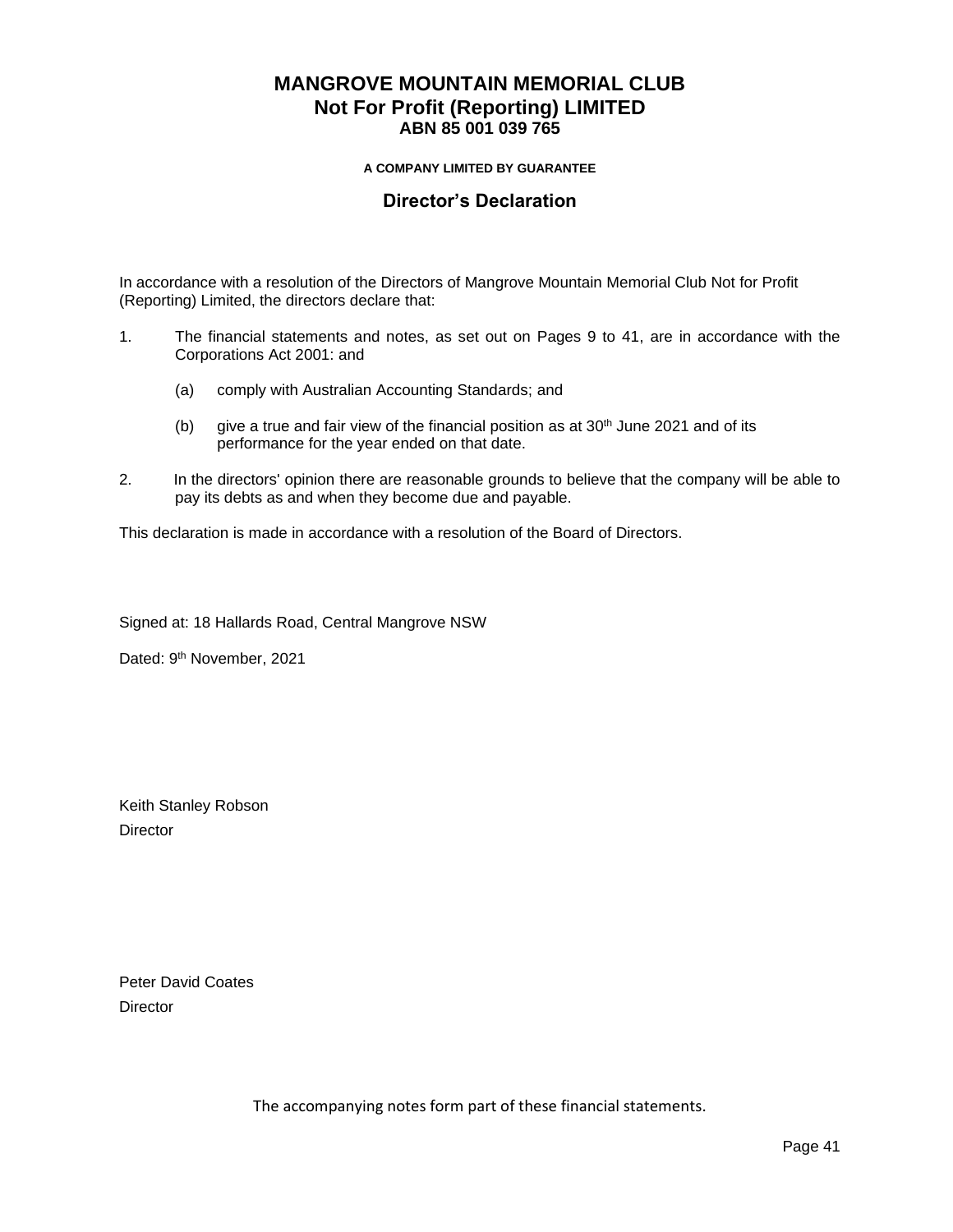# MANGROVE MOUNTAIN MEMORIAL CLUB
# Not For Profit (Reporting) LIMITED
### ABN 85 001 039 765

**A COMPANY LIMITED BY GUARANTEE**

## Director's Declaration

In accordance with a resolution of the Directors of Mangrove Mountain Memorial Club Not for Profit (Reporting) Limited, the directors declare that:

1. The financial statements and notes, as set out on Pages 9 to 41, are in accordance with the Corporations Act 2001: and
   - (a) comply with Australian Accounting Standards; and
   - (b) give a true and fair view of the financial position as at 30th June 2021 and of its performance for the year ended on that date.
2. In the directors' opinion there are reasonable grounds to believe that the company will be able to pay its debts as and when they become due and payable.

This declaration is made in accordance with a resolution of the Board of Directors.

Signed at: 18 Hallards Road, Central Mangrove NSW

Dated: 9th November, 2021

Keith Stanley Robson
Director

Peter David Coates
Director

The accompanying notes form part of these financial statements.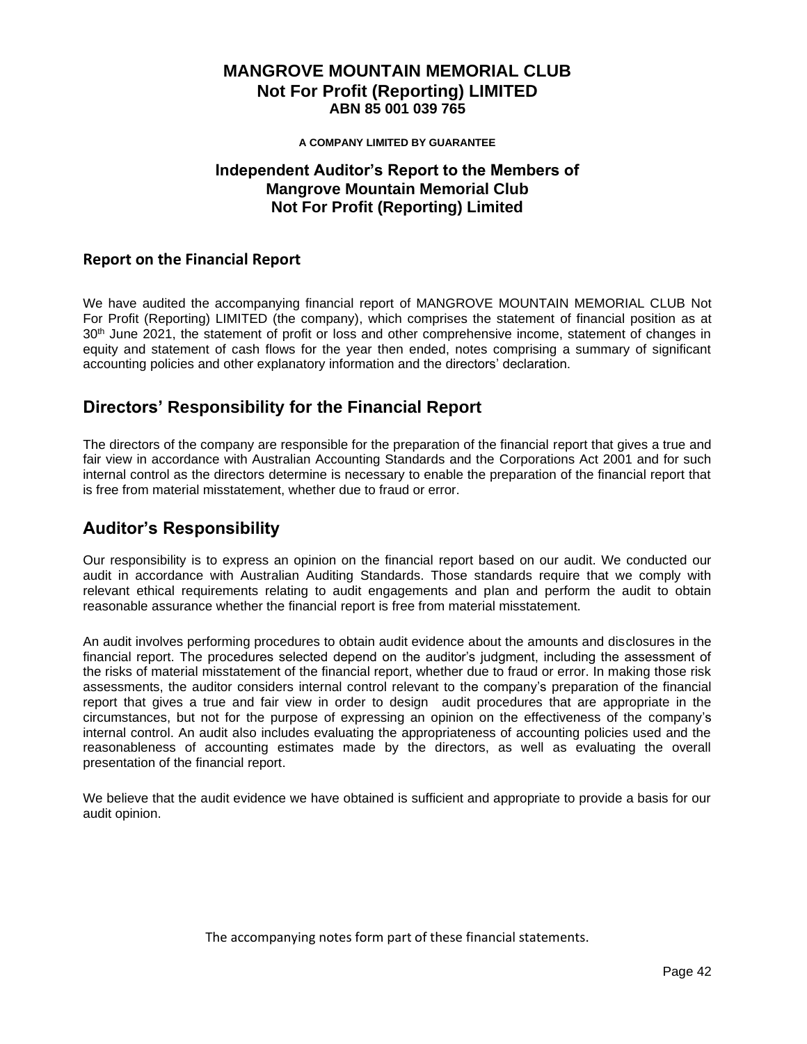# MANGROVE MOUNTAIN MEMORIAL CLUB
# Not For Profit (Reporting) LIMITED
**ABN 85 001 039 765**

**A COMPANY LIMITED BY GUARANTEE**

## Independent Auditor's Report to the Members of Mangrove Mountain Memorial Club Not For Profit (Reporting) Limited

### Report on the Financial Report

We have audited the accompanying financial report of MANGROVE MOUNTAIN MEMORIAL CLUB Not For Profit (Reporting) LIMITED (the company), which comprises the statement of financial position as at 30th June 2021, the statement of profit or loss and other comprehensive income, statement of changes in equity and statement of cash flows for the year then ended, notes comprising a summary of significant accounting policies and other explanatory information and the directors' declaration.

## Directors' Responsibility for the Financial Report

The directors of the company are responsible for the preparation of the financial report that gives a true and fair view in accordance with Australian Accounting Standards and the Corporations Act 2001 and for such internal control as the directors determine is necessary to enable the preparation of the financial report that is free from material misstatement, whether due to fraud or error.

## Auditor's Responsibility

Our responsibility is to express an opinion on the financial report based on our audit. We conducted our audit in accordance with Australian Auditing Standards. Those standards require that we comply with relevant ethical requirements relating to audit engagements and plan and perform the audit to obtain reasonable assurance whether the financial report is free from material misstatement.

An audit involves performing procedures to obtain audit evidence about the amounts and disclosures in the financial report. The procedures selected depend on the auditor's judgment, including the assessment of the risks of material misstatement of the financial report, whether due to fraud or error. In making those risk assessments, the auditor considers internal control relevant to the company's preparation of the financial report that gives a true and fair view in order to design audit procedures that are appropriate in the circumstances, but not for the purpose of expressing an opinion on the effectiveness of the company's internal control. An audit also includes evaluating the appropriateness of accounting policies used and the reasonableness of accounting estimates made by the directors, as well as evaluating the overall presentation of the financial report.

We believe that the audit evidence we have obtained is sufficient and appropriate to provide a basis for our audit opinion.

The accompanying notes form part of these financial statements.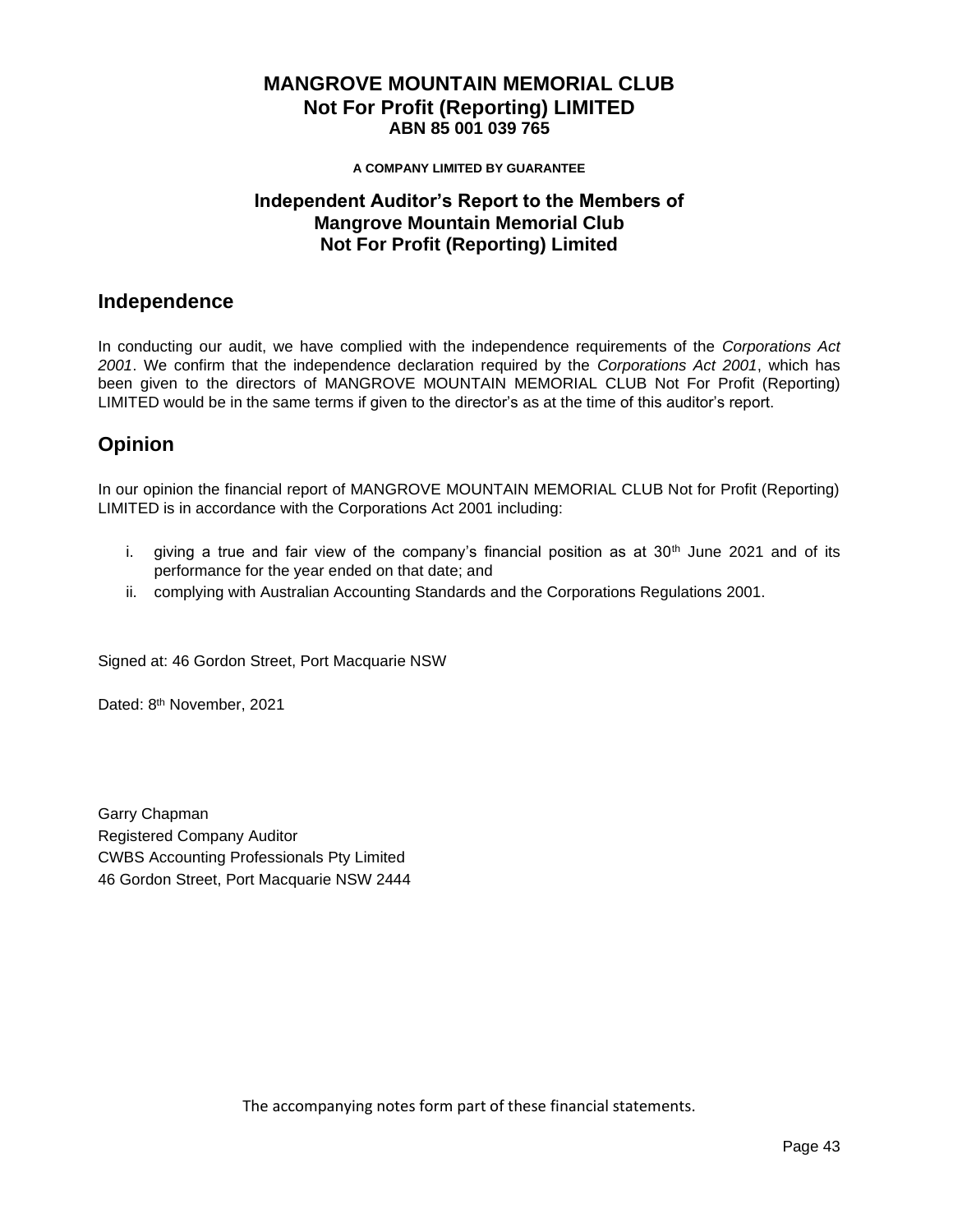# MANGROVE MOUNTAIN MEMORIAL CLUB
# Not For Profit (Reporting) LIMITED
### ABN 85 001 039 765

**A COMPANY LIMITED BY GUARANTEE**

## Independent Auditor's Report to the Members of Mangrove Mountain Memorial Club Not For Profit (Reporting) Limited

## Independence

In conducting our audit, we have complied with the independence requirements of the *Corporations Act 2001*. We confirm that the independence declaration required by the *Corporations Act 2001*, which has been given to the directors of MANGROVE MOUNTAIN MEMORIAL CLUB Not For Profit (Reporting) LIMITED would be in the same terms if given to the director's as at the time of this auditor's report.

## Opinion

In our opinion the financial report of MANGROVE MOUNTAIN MEMORIAL CLUB Not for Profit (Reporting) LIMITED is in accordance with the Corporations Act 2001 including:

i. giving a true and fair view of the company's financial position as at 30th June 2021 and of its performance for the year ended on that date; and
ii. complying with Australian Accounting Standards and the Corporations Regulations 2001.

Signed at: 46 Gordon Street, Port Macquarie NSW

Dated: 8th November, 2021

Garry Chapman
Registered Company Auditor
CWBS Accounting Professionals Pty Limited
46 Gordon Street, Port Macquarie NSW 2444

The accompanying notes form part of these financial statements.